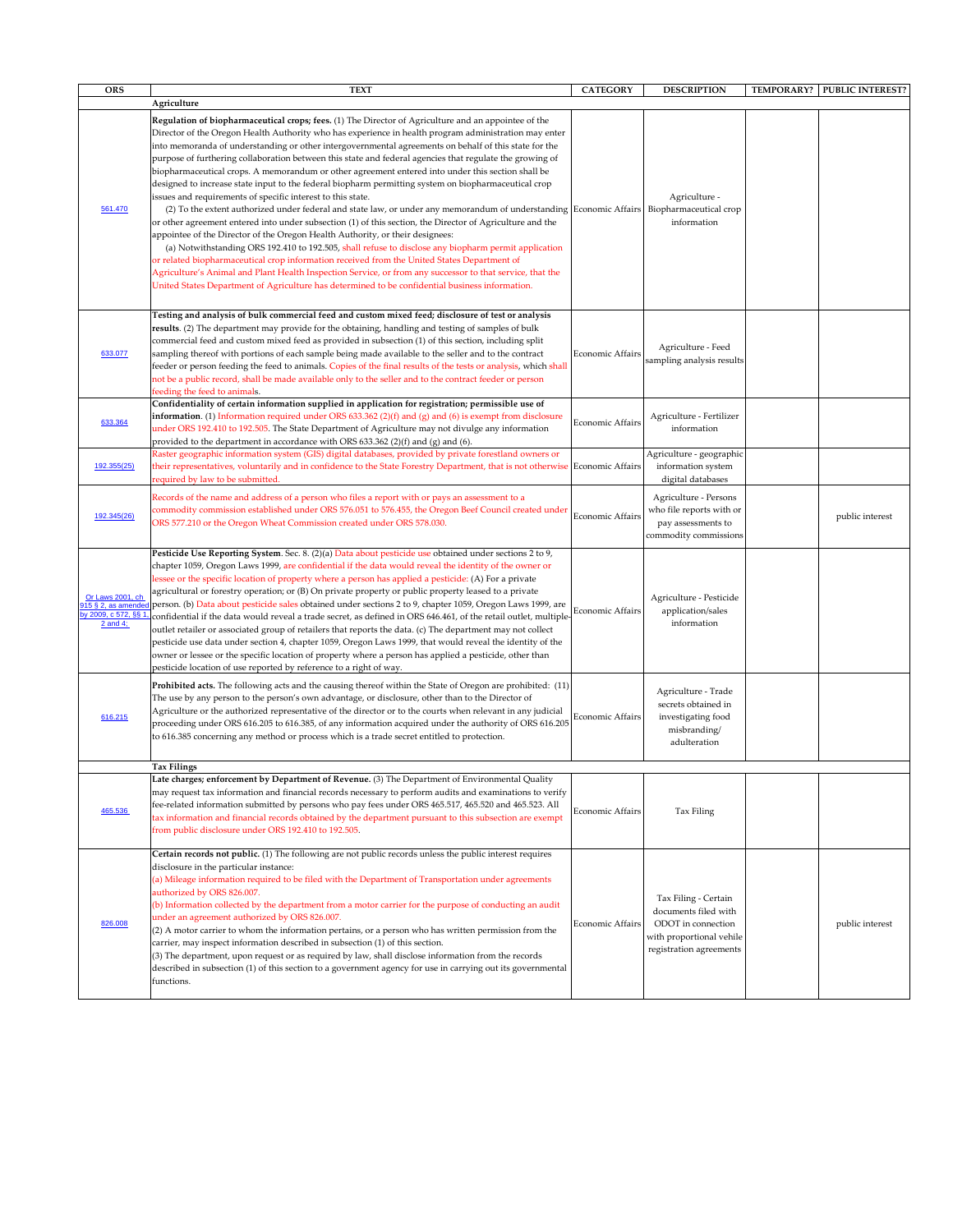| ORS | TEXT | CATEGORY | DESCRIPTION | TEMPORARY? | PUBLIC INTEREST? |
|---|---|---|---|---|---|
| | **Agriculture** | | | | |
| 561.470 | **Regulation of biopharmaceutical crops; fees.** (1) The Director of Agriculture and an appointee of the Director of the Oregon Health Authority who has experience in health program administration may enter into memoranda of understanding or other intergovernmental agreements on behalf of this state for the purpose of furthering collaboration between this state and federal agencies that regulate the growing of biopharmaceutical crops. A memorandum or other agreement entered into under this section shall be designed to increase state input to the federal biopharm permitting system on biopharmaceutical crop issues and requirements of specific interest to this state. (2) To the extent authorized under federal and state law, or under any memorandum of understanding or other agreement entered into under subsection (1) of this section, the Director of Agriculture and the appointee of the Director of the Oregon Health Authority, or their designees: (a) Notwithstanding ORS 192.410 to 192.505, shall refuse to disclose any biopharm permit application or related biopharmaceutical crop information received from the United States Department of Agriculture's Animal and Plant Health Inspection Service, or from any successor to that service, that the United States Department of Agriculture has determined to be confidential business information. | Economic Affairs | Agriculture - Biopharmaceutical crop information | | |
| 633.077 | **Testing and analysis of bulk commercial feed and custom mixed feed; disclosure of test or analysis results**. (2) The department may provide for the obtaining, handling and testing of samples of bulk commercial feed and custom mixed feed as provided in subsection (1) of this section, including split sampling thereof with portions of each sample being made available to the seller and to the contract feeder or person feeding the feed to animals. Copies of the final results of the tests or analysis, which shall not be a public record, shall be made available only to the seller and to the contract feeder or person feeding the feed to animals. | Economic Affairs | Agriculture - Feed sampling analysis results | | |
| 633.364 | **Confidentiality of certain information supplied in application for registration; permissible use of information**. (1) Information required under ORS 633.362 (2)(f) and (g) and (6) is exempt from disclosure under ORS 192.410 to 192.505. The State Department of Agriculture may not divulge any information provided to the department in accordance with ORS 633.362 (2)(f) and (g) and (6). | Economic Affairs | Agriculture - Fertilizer information | | |
| 192.355(25) | Raster geographic information system (GIS) digital databases, provided by private forestland owners or their representatives, voluntarily and in confidence to the State Forestry Department, that is not otherwise required by law to be submitted. | Economic Affairs | Agriculture - geographic information system digital databases | | |
| 192.345(26) | Records of the name and address of a person who files a report with or pays an assessment to a commodity commission established under ORS 576.051 to 576.455, the Oregon Beef Council created under ORS 577.210 or the Oregon Wheat Commission created under ORS 578.030. | Economic Affairs | Agriculture - Persons who file reports with or pay assessments to commodity commissions | | public interest |
| Or Laws 2001, ch 915 § 2, as amended by 2009, c 572, §§ 1, 2 and 4; | **Pesticide Use Reporting System**. Sec. 8. (2)(a) Data about pesticide use obtained under sections 2 to 9, chapter 1059, Oregon Laws 1999, are confidential if the data would reveal the identity of the owner or lessee or the specific location of property where a person has applied a pesticide: (A) For a private agricultural or forestry operation; or (B) On private property or public property leased to a private person. (b) Data about pesticide sales obtained under sections 2 to 9, chapter 1059, Oregon Laws 1999, are confidential if the data would reveal a trade secret, as defined in ORS 646.461, of the retail outlet, multiple-outlet retailer or associated group of retailers that reports the data. (c) The department may not collect pesticide use data under section 4, chapter 1059, Oregon Laws 1999, that would reveal the identity of the owner or lessee or the specific location of property where a person has applied a pesticide, other than pesticide location of use reported by reference to a right of way. | Economic Affairs | Agriculture - Pesticide application/sales information | | |
| 616.215 | **Prohibited acts.** The following acts and the causing thereof within the State of Oregon are prohibited: (11) The use by any person to the person's own advantage, or disclosure, other than to the Director of Agriculture or the authorized representative of the director or to the courts when relevant in any judicial proceeding under ORS 616.205 to 616.385, of any information acquired under the authority of ORS 616.205 to 616.385 concerning any method or process which is a trade secret entitled to protection. | Economic Affairs | Agriculture - Trade secrets obtained in investigating food misbranding/ adulteration | | |
| | **Tax Filings** | | | | |
| 465.536 | **Late charges; enforcement by Department of Revenue.** (3) The Department of Environmental Quality may request tax information and financial records necessary to perform audits and examinations to verify fee-related information submitted by persons who pay fees under ORS 465.517, 465.520 and 465.523. All tax information and financial records obtained by the department pursuant to this subsection are exempt from public disclosure under ORS 192.410 to 192.505. | Economic Affairs | Tax Filing | | |
| 826.008 | **Certain records not public.** (1) The following are not public records unless the public interest requires disclosure in the particular instance: (a) Mileage information required to be filed with the Department of Transportation under agreements authorized by ORS 826.007. (b) Information collected by the department from a motor carrier for the purpose of conducting an audit under an agreement authorized by ORS 826.007. (2) A motor carrier to whom the information pertains, or a person who has written permission from the carrier, may inspect information described in subsection (1) of this section. (3) The department, upon request or as required by law, shall disclose information from the records described in subsection (1) of this section to a government agency for use in carrying out its governmental functions. | Economic Affairs | Tax Filing - Certain documents filed with ODOT in connection with proportional vehile registration agreements | | public interest |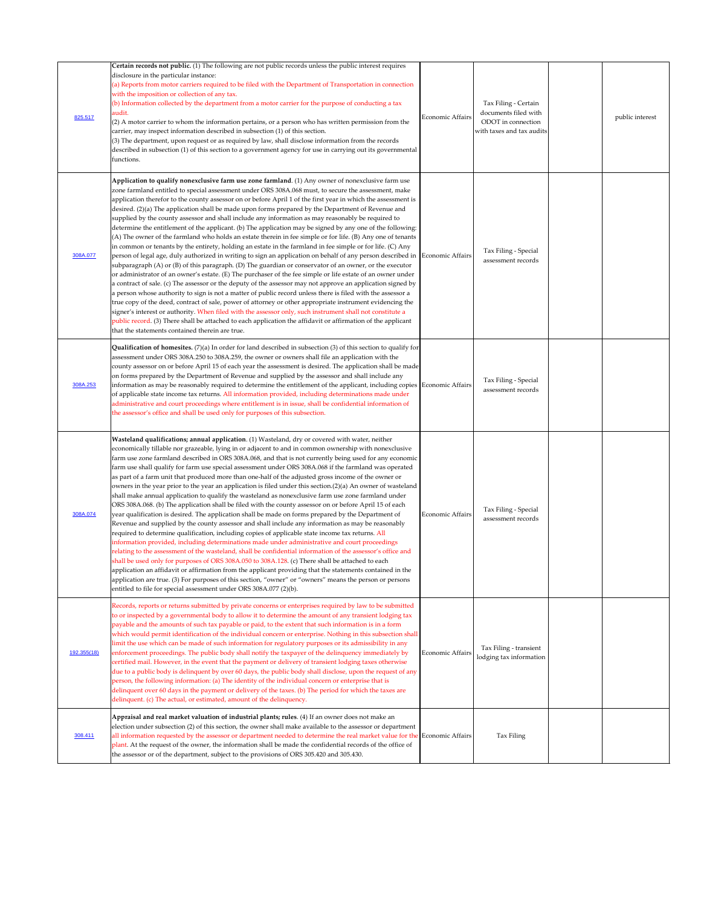| | | | | | |
|---|---|---|---|---|---|
| 825.517 | **Certain records not public.** (1) The following are not public records unless the public interest requires disclosure in the particular instance:<br>(a) Reports from motor carriers required to be filed with the Department of Transportation in connection with the imposition or collection of any tax.<br>(b) Information collected by the department from a motor carrier for the purpose of conducting a tax audit.<br>(2) A motor carrier to whom the information pertains, or a person who has written permission from the carrier, may inspect information described in subsection (1) of this section.<br>(3) The department, upon request or as required by law, shall disclose information from the records described in subsection (1) of this section to a government agency for use in carrying out its governmental functions. | Economic Affairs | Tax Filing - Certain documents filed with ODOT in connection with taxes and tax audits | | public interest |
| 308A.077 | **Application to qualify nonexclusive farm use zone farmland**. (1) Any owner of nonexclusive farm use zone farmland entitled to special assessment under ORS 308A.068 must, to secure the assessment, make application therefor to the county assessor on or before April 1 of the first year in which the assessment is desired. (2)(a) The application shall be made upon forms prepared by the Department of Revenue and supplied by the county assessor and shall include any information as may reasonably be required to determine the entitlement of the applicant. (b) The application may be signed by any one of the following: (A) The owner of the farmland who holds an estate therein in fee simple or for life. (B) Any one of tenants in common or tenants by the entirety, holding an estate in the farmland in fee simple or for life. (C) Any person of legal age, duly authorized in writing to sign an application on behalf of any person described in subparagraph (A) or (B) of this paragraph. (D) The guardian or conservator of an owner, or the executor or administrator of an owner's estate. (E) The purchaser of the fee simple or life estate of an owner under a contract of sale. (c) The assessor or the deputy of the assessor may not approve an application signed by a person whose authority to sign is not a matter of public record unless there is filed with the assessor a true copy of the deed, contract of sale, power of attorney or other appropriate instrument evidencing the signer's interest or authority. When filed with the assessor only, such instrument shall not constitute a public record. (3) There shall be attached to each application the affidavit or affirmation of the applicant that the statements contained therein are true. | Economic Affairs | Tax Filing - Special assessment records | | |
| 308A.253 | **Qualification of homesites.** (7)(a) In order for land described in subsection (3) of this section to qualify for assessment under ORS 308A.250 to 308A.259, the owner or owners shall file an application with the county assessor on or before April 15 of each year the assessment is desired. The application shall be made on forms prepared by the Department of Revenue and supplied by the assessor and shall include any information as may be reasonably required to determine the entitlement of the applicant, including copies of applicable state income tax returns. All information provided, including determinations made under administrative and court proceedings where entitlement is in issue, shall be confidential information of the assessor's office and shall be used only for purposes of this subsection. | Economic Affairs | Tax Filing - Special assessment records | | |
| 308A.074 | **Wasteland qualifications; annual application**. (1) Wasteland, dry or covered with water, neither economically tillable nor grazeable, lying in or adjacent to and in common ownership with nonexclusive farm use zone farmland described in ORS 308A.068, and that is not currently being used for any economic farm use shall qualify for farm use special assessment under ORS 308A.068 if the farmland was operated as part of a farm unit that produced more than one-half of the adjusted gross income of the owner or owners in the year prior to the year an application is filed under this section.(2)(a) An owner of wasteland shall make annual application to qualify the wasteland as nonexclusive farm use zone farmland under ORS 308A.068. (b) The application shall be filed with the county assessor on or before April 15 of each year qualification is desired. The application shall be made on forms prepared by the Department of Revenue and supplied by the county assessor and shall include any information as may be reasonably required to determine qualification, including copies of applicable state income tax returns. All information provided, including determinations made under administrative and court proceedings relating to the assessment of the wasteland, shall be confidential information of the assessor's office and shall be used only for purposes of ORS 308A.050 to 308A.128. (c) There shall be attached to each application an affidavit or affirmation from the applicant providing that the statements contained in the application are true. (3) For purposes of this section, "owner" or "owners" means the person or persons entitled to file for special assessment under ORS 308A.077 (2)(b). | Economic Affairs | Tax Filing - Special assessment records | | |
| 192.355(18) | Records, reports or returns submitted by private concerns or enterprises required by law to be submitted to or inspected by a governmental body to allow it to determine the amount of any transient lodging tax payable and the amounts of such tax payable or paid, to the extent that such information is in a form which would permit identification of the individual concern or enterprise. Nothing in this subsection shall limit the use which can be made of such information for regulatory purposes or its admissibility in any enforcement proceedings. The public body shall notify the taxpayer of the delinquency immediately by certified mail. However, in the event that the payment or delivery of transient lodging taxes otherwise due to a public body is delinquent by over 60 days, the public body shall disclose, upon the request of any person, the following information: (a) The identity of the individual concern or enterprise that is delinquent over 60 days in the payment or delivery of the taxes. (b) The period for which the taxes are delinquent. (c) The actual, or estimated, amount of the delinquency. | Economic Affairs | Tax Filing - transient lodging tax information | | |
| 308.411 | **Appraisal and real market valuation of industrial plants; rules**. (4) If an owner does not make an election under subsection (2) of this section, the owner shall make available to the assessor or department all information requested by the assessor or department needed to determine the real market value for the plant. At the request of the owner, the information shall be made the confidential records of the office of the assessor or of the department, subject to the provisions of ORS 305.420 and 305.430. | Economic Affairs | Tax Filing | | |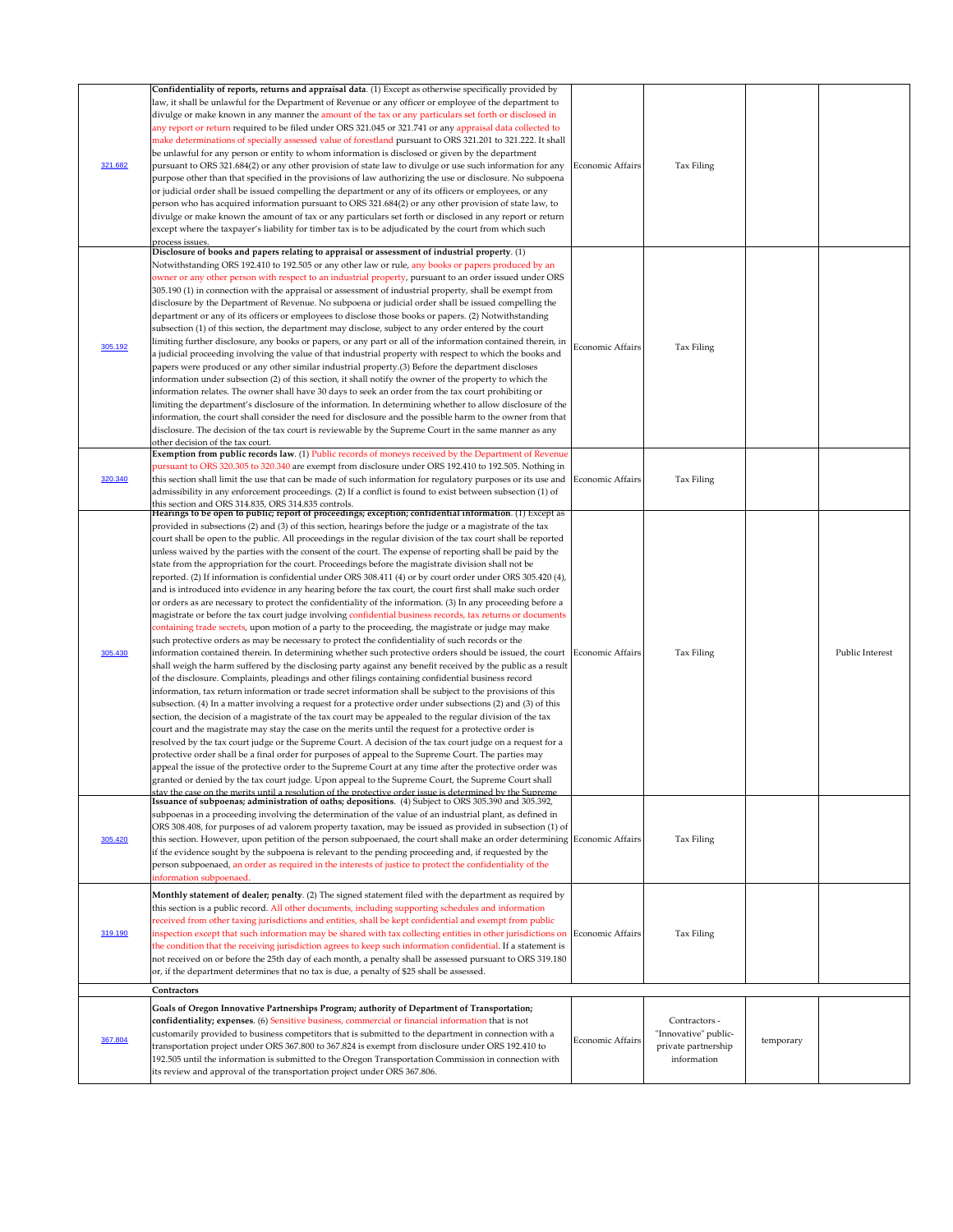| | | | | | |
|---|---|---|---|---|---|
| 321.682 | **Confidentiality of reports, returns and appraisal data**. (1) Except as otherwise specifically provided by law, it shall be unlawful for the Department of Revenue or any officer or employee of the department to divulge or make known in any manner the amount of the tax or any particulars set forth or disclosed in any report or return required to be filed under ORS 321.045 or 321.741 or any appraisal data collected to make determinations of specially assessed value of forestland pursuant to ORS 321.201 to 321.222. It shall be unlawful for any person or entity to whom information is disclosed or given by the department pursuant to ORS 321.684(2) or any other provision of state law to divulge or use such information for any purpose other than that specified in the provisions of law authorizing the use or disclosure. No subpoena or judicial order shall be issued compelling the department or any of its officers or employees, or any person who has acquired information pursuant to ORS 321.684(2) or any other provision of state law, to divulge or make known the amount of tax or any particulars set forth or disclosed in any report or return except where the taxpayer's liability for timber tax is to be adjudicated by the court from which such process issues. | Economic Affairs | Tax Filing | | |
| 305.192 | **Disclosure of books and papers relating to appraisal or assessment of industrial property**. (1) Notwithstanding ORS 192.410 to 192.505 or any other law or rule, any books or papers produced by an owner or any other person with respect to an industrial property, pursuant to an order issued under ORS 305.190 (1) in connection with the appraisal or assessment of industrial property, shall be exempt from disclosure by the Department of Revenue. No subpoena or judicial order shall be issued compelling the department or any of its officers or employees to disclose those books or papers. (2) Notwithstanding subsection (1) of this section, the department may disclose, subject to any order entered by the court limiting further disclosure, any books or papers, or any part or all of the information contained therein, in a judicial proceeding involving the value of that industrial property with respect to which the books and papers were produced or any other similar industrial property.(3) Before the department discloses information under subsection (2) of this section, it shall notify the owner of the property to which the information relates. The owner shall have 30 days to seek an order from the tax court prohibiting or limiting the department's disclosure of the information. In determining whether to allow disclosure of the information, the court shall consider the need for disclosure and the possible harm to the owner from that disclosure. The decision of the tax court is reviewable by the Supreme Court in the same manner as any other decision of the tax court. | Economic Affairs | Tax Filing | | |
| 320.340 | **Exemption from public records law**. (1) Public records of moneys received by the Department of Revenue pursuant to ORS 320.305 to 320.340 are exempt from disclosure under ORS 192.410 to 192.505. Nothing in this section shall limit the use that can be made of such information for regulatory purposes or its use and admissibility in any enforcement proceedings. (2) If a conflict is found to exist between subsection (1) of this section and ORS 314.835, ORS 314.835 controls. | Economic Affairs | Tax Filing | | |
| 305.430 | **Hearings to be open to public; report of proceedings; exception; confidential information**. (1) Except as provided in subsections (2) and (3) of this section, hearings before the judge or a magistrate of the tax court shall be open to the public. All proceedings in the regular division of the tax court shall be reported unless waived by the parties with the consent of the court. The expense of reporting shall be paid by the state from the appropriation for the court. Proceedings before the magistrate division shall not be reported. (2) If information is confidential under ORS 308.411 (4) or by court order under ORS 305.420 (4), and is introduced into evidence in any hearing before the tax court, the court first shall make such order or orders as are necessary to protect the confidentiality of the information. (3) In any proceeding before a magistrate or before the tax court judge involving confidential business records, tax returns or documents containing trade secrets, upon motion of a party to the proceeding, the magistrate or judge may make such protective orders as may be necessary to protect the confidentiality of such records or the information contained therein. In determining whether such protective orders should be issued, the court shall weigh the harm suffered by the disclosing party against any benefit received by the public as a result of the disclosure. Complaints, pleadings and other filings containing confidential business record information, tax return information or trade secret information shall be subject to the provisions of this subsection. (4) In a matter involving a request for a protective order under subsections (2) and (3) of this section, the decision of a magistrate of the tax court may be appealed to the regular division of the tax court and the magistrate may stay the case on the merits until the request for a protective order is resolved by the tax court judge or the Supreme Court. A decision of the tax court judge on a request for a protective order shall be a final order for purposes of appeal to the Supreme Court. The parties may appeal the issue of the protective order to the Supreme Court at any time after the protective order was granted or denied by the tax court judge. Upon appeal to the Supreme Court, the Supreme Court shall stay the case on the merits until a resolution of the protective order issue is determined by the Supreme | Economic Affairs | Tax Filing | | Public Interest |
| 305.420 | **Issuance of subpoenas; administration of oaths; depositions**. (4) Subject to ORS 305.390 and 305.392, subpoenas in a proceeding involving the determination of the value of an industrial plant, as defined in ORS 308.408, for purposes of ad valorem property taxation, may be issued as provided in subsection (1) of this section. However, upon petition of the person subpoenaed, the court shall make an order determining if the evidence sought by the subpoena is relevant to the pending proceeding and, if requested by the person subpoenaed, an order as required in the interests of justice to protect the confidentiality of the information subpoenaed. | Economic Affairs | Tax Filing | | |
| 319.190 | **Monthly statement of dealer; penalty**. (2) The signed statement filed with the department as required by this section is a public record. All other documents, including supporting schedules and information received from other taxing jurisdictions and entities, shall be kept confidential and exempt from public inspection except that such information may be shared with tax collecting entities in other jurisdictions on the condition that the receiving jurisdiction agrees to keep such information confidential. If a statement is not received on or before the 25th day of each month, a penalty shall be assessed pursuant to ORS 319.180 or, if the department determines that no tax is due, a penalty of $25 shall be assessed. | Economic Affairs | Tax Filing | | |
| | **Contractors** | | | | |
| 367.804 | **Goals of Oregon Innovative Partnerships Program; authority of Department of Transportation; confidentiality; expenses**. (6) Sensitive business, commercial or financial information that is not customarily provided to business competitors that is submitted to the department in connection with a transportation project under ORS 367.800 to 367.824 is exempt from disclosure under ORS 192.410 to 192.505 until the information is submitted to the Oregon Transportation Commission in connection with its review and approval of the transportation project under ORS 367.806. | Economic Affairs | Contractors - "Innovative" public-private partnership information | temporary | |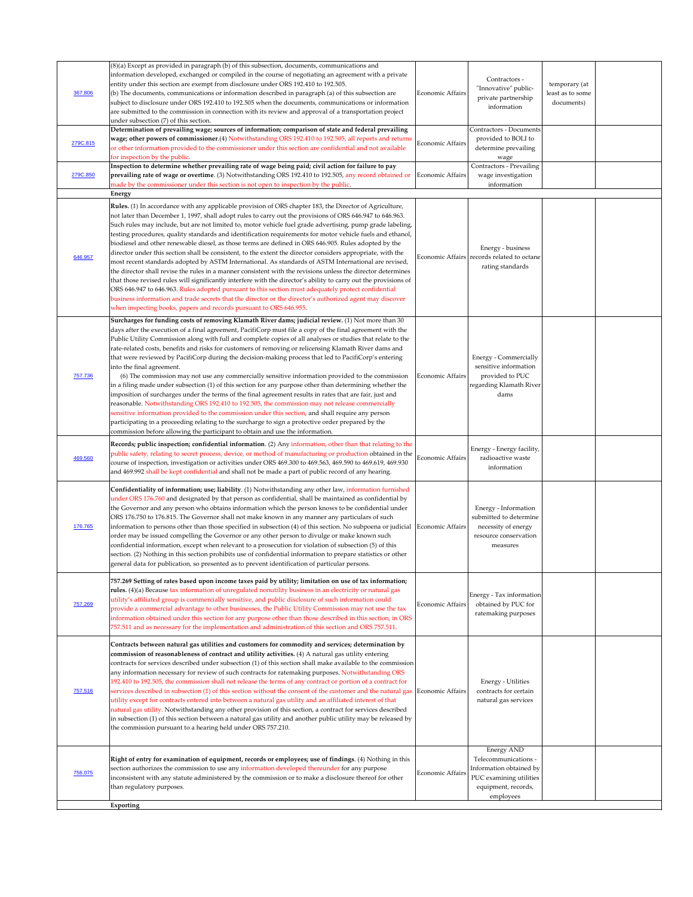| | | | | | |
|---|---|---|---|---|---|
| 367.806 | (8)(a) Except as provided in paragraph (b) of this subsection, documents, communications and information developed, exchanged or compiled in the course of negotiating an agreement with a private entity under this section are exempt from disclosure under ORS 192.410 to 192.505. (b) The documents, communications or information described in paragraph (a) of this subsection are subject to disclosure under ORS 192.410 to 192.505 when the documents, communications or information are submitted to the commission in connection with its review and approval of a transportation project under subsection (7) of this section. | Economic Affairs | Contractors - "Innovative" public-private partnership information | temporary (at least as to some documents) | |
| 279C.815 | **Determination of prevailing wage; sources of information; comparison of state and federal prevailing wage; other powers of commissioner.** (4) Notwithstanding ORS 192.410 to 192.505, all reports and returns or other information provided to the commissioner under this section are confidential and not available for inspection by the public. | Economic Affairs | Contractors - Documents provided to BOLI to determine prevailing wage | | |
| 279C.850 | **Inspection to determine whether prevailing rate of wage being paid; civil action for failure to pay prevailing rate of wage or overtime**. (3) Notwithstanding ORS 192.410 to 192.505, any record obtained or made by the commissioner under this section is not open to inspection by the public. | Economic Affairs | Contractors - Prevailing wage investigation information | | |
| | **Energy** | | | | |
| 646.957 | **Rules.** (1) In accordance with any applicable provision of ORS chapter 183, the Director of Agriculture, not later than December 1, 1997, shall adopt rules to carry out the provisions of ORS 646.947 to 646.963. Such rules may include, but are not limited to, motor vehicle fuel grade advertising, pump grade labeling, testing procedures, quality standards and identification requirements for motor vehicle fuels and ethanol, biodiesel and other renewable diesel, as those terms are defined in ORS 646.905. Rules adopted by the director under this section shall be consistent, to the extent the director considers appropriate, with the most recent standards adopted by ASTM International. As standards of ASTM International are revised, the director shall revise the rules in a manner consistent with the revisions unless the director determines that those revised rules will significantly interfere with the director's ability to carry out the provisions of ORS 646.947 to 646.963. Rules adopted pursuant to this section must adequately protect confidential business information and trade secrets that the director or the director's authorized agent may discover when inspecting books, papers and records pursuant to ORS 646.955. | Economic Affairs | Energy - business records related to octane rating standards | | |
| 757.736 | **Surcharges for funding costs of removing Klamath River dams; judicial review.** (1) Not more than 30 days after the execution of a final agreement, PacifiCorp must file a copy of the final agreement with the Public Utility Commission along with full and complete copies of all analyses or studies that relate to the rate-related costs, benefits and risks for customers of removing or relicensing Klamath River dams and that were reviewed by PacifiCorp during the decision-making process that led to PacifiCorp's entering into the final agreement. (6) The commission may not use any commercially sensitive information provided to the commission in a filing made under subsection (1) of this section for any purpose other than determining whether the imposition of surcharges under the terms of the final agreement results in rates that are fair, just and reasonable. Notwithstanding ORS 192.410 to 192.505, the commission may not release commercially sensitive information provided to the commission under this section, and shall require any person participating in a proceeding relating to the surcharge to sign a protective order prepared by the commission before allowing the participant to obtain and use the information. | Economic Affairs | Energy - Commercially sensitive information provided to PUC regarding Klamath River dams | | |
| 469.560 | **Records; public inspection; confidential information**. (2) Any information, other than that relating to the public safety, relating to secret process, device, or method of manufacturing or production obtained in the course of inspection, investigation or activities under ORS 469.300 to 469.563, 469.590 to 469.619, 469.930 and 469.992 shall be kept confidential and shall not be made a part of public record of any hearing. | Economic Affairs | Energy - Energy facility, radioactive waste information | | |
| 176.765 | **Confidentiality of information; use; liability**. (1) Notwithstanding any other law, information furnished under ORS 176.760 and designated by that person as confidential, shall be maintained as confidential by the Governor and any person who obtains information which the person knows to be confidential under ORS 176.750 to 176.815. The Governor shall not make known in any manner any particulars of such information to persons other than those specified in subsection (4) of this section. No subpoena or judicial order may be issued compelling the Governor or any other person to divulge or make known such confidential information, except when relevant to a prosecution for violation of subsection (5) of this section. (2) Nothing in this section prohibits use of confidential information to prepare statistics or other general data for publication, so presented as to prevent identification of particular persons. | Economic Affairs | Energy - Information submitted to determine necessity of energy resource conservation measures | | |
| 757.269 | **757.269 Setting of rates based upon income taxes paid by utility; limitation on use of tax information; rules.** (4)(a) Because tax information of unregulated nonutility business in an electricity or natural gas utility's affiliated group is commercially sensitive, and public disclosure of such information could provide a commercial advantage to other businesses, the Public Utility Commission may not use the tax information obtained under this section for any purpose other than those described in this section, in ORS 757.511 and as necessary for the implementation and administration of this section and ORS 757.511. | Economic Affairs | Energy - Tax information obtained by PUC for ratemaking purposes | | |
| 757.516 | **Contracts between natural gas utilities and customers for commodity and services; determination by commission of reasonableness of contract and utility activities.** (4) A natural gas utility entering contracts for services described under subsection (1) of this section shall make available to the commission any information necessary for review of such contracts for ratemaking purposes. Notwithstanding ORS 192.410 to 192.505, the commission shall not release the terms of any contract or portion of a contract for services described in subsection (1) of this section without the consent of the customer and the natural gas utility except for contracts entered into between a natural gas utility and an affiliated interest of that natural gas utility. Notwithstanding any other provision of this section, a contract for services described in subsection (1) of this section between a natural gas utility and another public utility may be released by the commission pursuant to a hearing held under ORS 757.210. | Economic Affairs | Energy - Utilities contracts for certain natural gas services | | |
| 756.075 | **Right of entry for examination of equipment, records or employees; use of findings**. (4) Nothing in this section authorizes the commission to use any information developed thereunder for any purpose inconsistent with any statute administered by the commission or to make a disclosure thereof for other than regulatory purposes. | Economic Affairs | Energy AND Telecommunications - Information obtained by PUC examining utilities equipment, records, employees | | |
| | **Exporting** | | | | |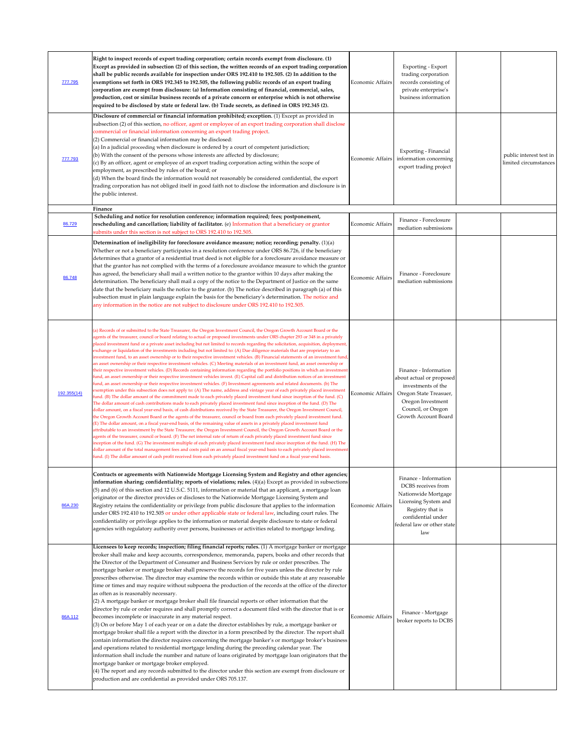| | | | | | |
|---|---|---|---|---|---|
| 777.795 | **Right to inspect records of export trading corporation; certain records exempt from disclosure. (1) Except as provided in subsection (2) of this section, the written records of an export trading corporation shall be public records available for inspection under ORS 192.410 to 192.505. (2) In addition to the exemptions set forth in ORS 192.345 to 192.505, the following public records of an export trading corporation are exempt from disclosure: (a) Information consisting of financial, commercial, sales, production, cost or similar business records of a private concern or enterprise which is not otherwise required to be disclosed by state or federal law. (b) Trade secrets, as defined in ORS 192.345 (2).** | Economic Affairs | Exporting - Export trading corporation records consisting of private enterprise's business information | | |
| 777.793 | **Disclosure of commercial or financial information prohibited; exception.** (1) Except as provided in subsection (2) of this section, no officer, agent or employee of an export trading corporation shall disclose commercial or financial information concerning an export trading project.<br>(2) Commercial or financial information may be disclosed:<br>(a) In a judicial proceeding when disclosure is ordered by a court of competent jurisdiction;<br>(b) With the consent of the persons whose interests are affected by disclosure;<br>(c) By an officer, agent or employee of an export trading corporation acting within the scope of employment, as prescribed by rules of the board; or<br>(d) When the board finds the information would not reasonably be considered confidential, the export trading corporation has not obliged itself in good faith not to disclose the information and disclosure is in the public interest. | Economic Affairs | Exporting - Financial information concerning export trading project | | public interest test in limited circumstances |
| | **Finance** | | | | |
| 86.729 | **Scheduling and notice for resolution conference; information required; fees; postponement, rescheduling and cancellation; liability of facilitator.** (e) Information that a beneficiary or grantor submits under this section is not subject to ORS 192.410 to 192.505. | Economic Affairs | Finance - Foreclosure mediation submissions | | |
| 86.748 | **Determination of ineligibility for foreclosure avoidance measure; notice; recording; penalty.** (1)(a) Whether or not a beneficiary participates in a resolution conference under ORS 86.726, if the beneficiary determines that a grantor of a residential trust deed is not eligible for a foreclosure avoidance measure or that the grantor has not complied with the terms of a foreclosure avoidance measure to which the grantor has agreed, the beneficiary shall mail a written notice to the grantor within 10 days after making the determination. The beneficiary shall mail a copy of the notice to the Department of Justice on the same date that the beneficiary mails the notice to the grantor. (b) The notice described in paragraph (a) of this subsection must in plain language explain the basis for the beneficiary's determination. The notice and any information in the notice are not subject to disclosure under ORS 192.410 to 192.505. | Economic Affairs | Finance - Foreclosure mediation submissions | | |
| 192.355(14) | (a) Records of or submitted to the State Treasurer, the Oregon Investment Council, the Oregon Growth Account Board or the agents of the treasurer, council or board relating to actual or proposed investments under ORS chapter 293 or 348 in a privately placed investment fund or a private asset including but not limited to records regarding the solicitation, acquisition, deployment, exchange or liquidation of the investments including but not limited to: (A) Due diligence materials that are proprietary to an investment fund, to an asset ownership or to their respective investment vehicles. (B) Financial statements of an investment fund, an asset ownership or their respective investment vehicles. (C) Meeting materials of an investment fund, an asset ownership or their respective investment vehicles. (D) Records containing information regarding the portfolio positions in which an investment fund, an asset ownership or their respective investment vehicles invest. (E) Capital call and distribution notices of an investment fund, an asset ownership or their respective investment vehicles. (F) Investment agreements and related documents. (b) The exemption under this subsection does not apply to: (A) The name, address and vintage year of each privately placed investment fund. (B) The dollar amount of the commitment made to each privately placed investment fund since inception of the fund. (C) The dollar amount of cash contributions made to each privately placed investment fund since inception of the fund. (D) The dollar amount, on a fiscal year-end basis, of cash distributions received by the State Treasurer, the Oregon Investment Council, the Oregon Growth Account Board or the agents of the treasurer, council or board from each privately placed investment fund. (E) The dollar amount, on a fiscal year-end basis, of the remaining value of assets in a privately placed investment fund attributable to an investment by the State Treasurer, the Oregon Investment Council, the Oregon Growth Account Board or the agents of the treasurer, council or board. (F) The net internal rate of return of each privately placed investment fund since inception of the fund. (G) The investment multiple of each privately placed investment fund since inception of the fund. (H) The dollar amount of the total management fees and costs paid on an annual fiscal year-end basis to each privately placed investment fund. (I) The dollar amount of cash profit received from each privately placed investment fund on a fiscal year-end basis. | Economic Affairs | Finance - Information about actual or proposed investments of the Oregon State Treasurer, Oregon Investment Council, or Oregon Growth Account Board | | |
| 86A.230 | **Contracts or agreements with Nationwide Mortgage Licensing System and Registry and other agencies; information sharing; confidentiality; reports of violations; rules.** (4)(a) Except as provided in subsections (5) and (6) of this section and 12 U.S.C. 5111, information or material that an applicant, a mortgage loan originator or the director provides or discloses to the Nationwide Mortgage Licensing System and Registry retains the confidentiality or privilege from public disclosure that applies to the information under ORS 192.410 to 192.505 or under other applicable state or federal law, including court rules. The confidentiality or privilege applies to the information or material despite disclosure to state or federal agencies with regulatory authority over persons, businesses or activities related to mortgage lending. | Economic Affairs | Finance - Information DCBS receives from Nationwide Mortgage Licensing System and Registry that is confidential under federal law or other state law | | |
| 86A.112 | **Licensees to keep records; inspection; filing financial reports; rules.** (1) A mortgage banker or mortgage broker shall make and keep accounts, correspondence, memoranda, papers, books and other records that the Director of the Department of Consumer and Business Services by rule or order prescribes. The mortgage banker or mortgage broker shall preserve the records for five years unless the director by rule prescribes otherwise. The director may examine the records within or outside this state at any reasonable time or times and may require without subpoena the production of the records at the office of the director as often as is reasonably necessary.<br>(2) A mortgage banker or mortgage broker shall file financial reports or other information that the director by rule or order requires and shall promptly correct a document filed with the director that is or becomes incomplete or inaccurate in any material respect.<br>(3) On or before May 1 of each year or on a date the director establishes by rule, a mortgage banker or mortgage broker shall file a report with the director in a form prescribed by the director. The report shall contain information the director requires concerning the mortgage banker's or mortgage broker's business and operations related to residential mortgage lending during the preceding calendar year. The information shall include the number and nature of loans originated by mortgage loan originators that the mortgage banker or mortgage broker employed.<br>(4) The report and any records submitted to the director under this section are exempt from disclosure or production and are confidential as provided under ORS 705.137. | Economic Affairs | Finance - Mortgage broker reports to DCBS | | |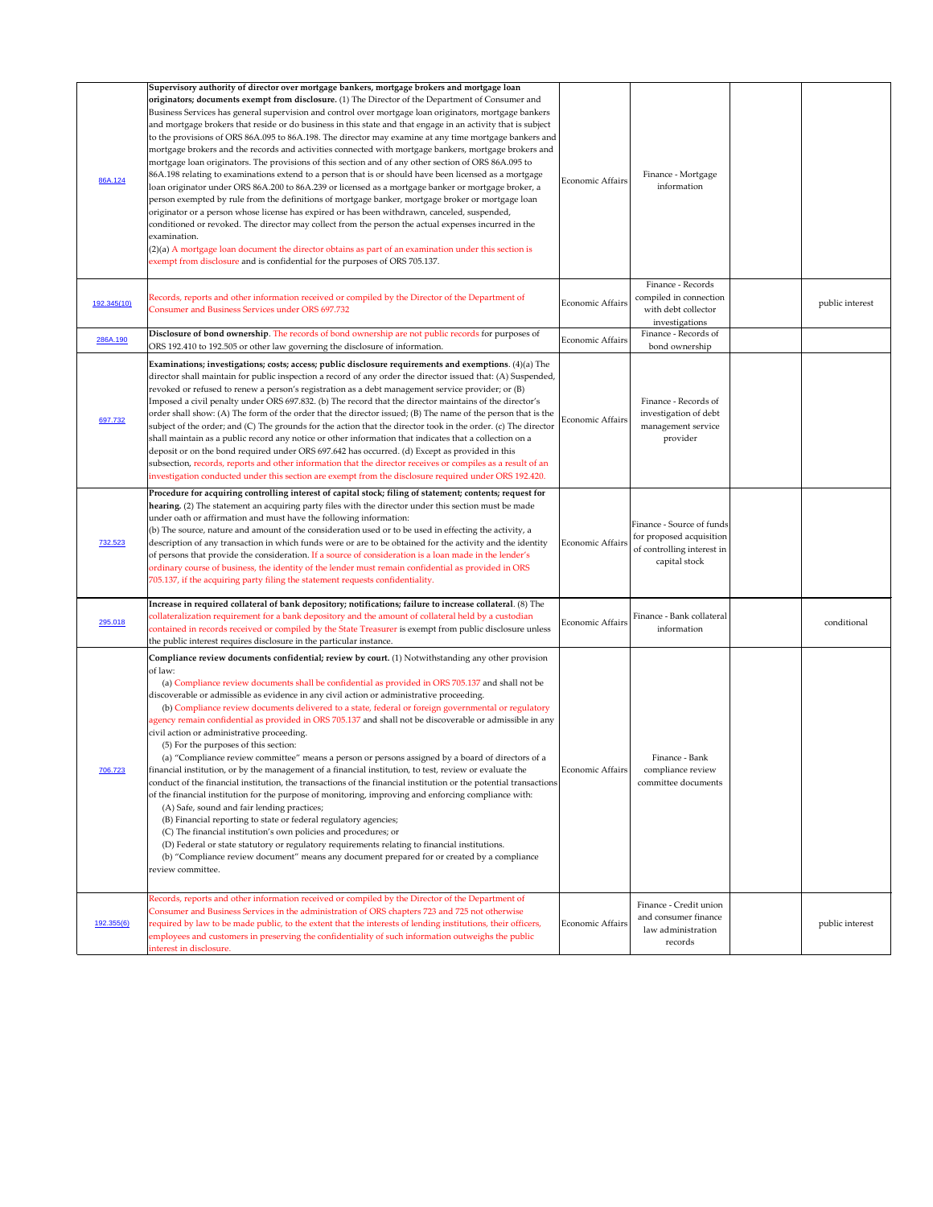| | | | | | |
|---|---|---|---|---|---|
| 86A.124 | **Supervisory authority of director over mortgage bankers, mortgage brokers and mortgage loan originators; documents exempt from disclosure.** (1) The Director of the Department of Consumer and Business Services has general supervision and control over mortgage loan originators, mortgage bankers and mortgage brokers that reside or do business in this state and that engage in an activity that is subject to the provisions of ORS 86A.095 to 86A.198. The director may examine at any time mortgage bankers and mortgage brokers and the records and activities connected with mortgage bankers, mortgage brokers and mortgage loan originators. The provisions of this section and of any other section of ORS 86A.095 to 86A.198 relating to examinations extend to a person that is or should have been licensed as a mortgage loan originator under ORS 86A.200 to 86A.239 or licensed as a mortgage banker or mortgage broker, a person exempted by rule from the definitions of mortgage banker, mortgage broker or mortgage loan originator or a person whose license has expired or has been withdrawn, canceled, suspended, conditioned or revoked. The director may collect from the person the actual expenses incurred in the examination.<br>(2)(a) A mortgage loan document the director obtains as part of an examination under this section is exempt from disclosure and is confidential for the purposes of ORS 705.137. | Economic Affairs | Finance - Mortgage information | | |
| 192.345(10) | Records, reports and other information received or compiled by the Director of the Department of Consumer and Business Services under ORS 697.732 | Economic Affairs | Finance - Records compiled in connection with debt collector investigations | | public interest |
| 286A.190 | **Disclosure of bond ownership**. The records of bond ownership are not public records for purposes of ORS 192.410 to 192.505 or other law governing the disclosure of information. | Economic Affairs | Finance - Records of bond ownership | | |
| 697.732 | **Examinations; investigations; costs; access; public disclosure requirements and exemptions**. (4)(a) The director shall maintain for public inspection a record of any order the director issued that: (A) Suspended, revoked or refused to renew a person's registration as a debt management service provider; or (B) Imposed a civil penalty under ORS 697.832. (b) The record that the director maintains of the director's order shall show: (A) The form of the order that the director issued; (B) The name of the person that is the subject of the order; and (C) The grounds for the action that the director took in the order. (c) The director shall maintain as a public record any notice or other information that indicates that a collection on a deposit or on the bond required under ORS 697.642 has occurred. (d) Except as provided in this subsection, records, reports and other information that the director receives or compiles as a result of an investigation conducted under this section are exempt from the disclosure required under ORS 192.420. | Economic Affairs | Finance - Records of investigation of debt management service provider | | |
| 732.523 | **Procedure for acquiring controlling interest of capital stock; filing of statement; contents; request for hearing.** (2) The statement an acquiring party files with the director under this section must be made under oath or affirmation and must have the following information:<br>(b) The source, nature and amount of the consideration used or to be used in effecting the activity, a description of any transaction in which funds were or are to be obtained for the activity and the identity of persons that provide the consideration. If a source of consideration is a loan made in the lender's ordinary course of business, the identity of the lender must remain confidential as provided in ORS 705.137, if the acquiring party filing the statement requests confidentiality. | Economic Affairs | Finance - Source of funds for proposed acquisition of controlling interest in capital stock | | |
| 295.018 | **Increase in required collateral of bank depository; notifications; failure to increase collateral**. (8) The collateralization requirement for a bank depository and the amount of collateral held by a custodian contained in records received or compiled by the State Treasurer is exempt from public disclosure unless the public interest requires disclosure in the particular instance. | Economic Affairs | Finance - Bank collateral information | | conditional |
| 706.723 | **Compliance review documents confidential; review by court.** (1) Notwithstanding any other provision of law:<br>(a) Compliance review documents shall be confidential as provided in ORS 705.137 and shall not be discoverable or admissible as evidence in any civil action or administrative proceeding.<br>(b) Compliance review documents delivered to a state, federal or foreign governmental or regulatory agency remain confidential as provided in ORS 705.137 and shall not be discoverable or admissible in any civil action or administrative proceeding.<br>(5) For the purposes of this section:<br>(a) "Compliance review committee" means a person or persons assigned by a board of directors of a financial institution, or by the management of a financial institution, to test, review or evaluate the conduct of the financial institution, the transactions of the financial institution or the potential transactions of the financial institution for the purpose of monitoring, improving and enforcing compliance with:<br>(A) Safe, sound and fair lending practices;<br>(B) Financial reporting to state or federal regulatory agencies;<br>(C) The financial institution's own policies and procedures; or<br>(D) Federal or state statutory or regulatory requirements relating to financial institutions.<br>(b) "Compliance review document" means any document prepared for or created by a compliance review committee. | Economic Affairs | Finance - Bank compliance review committee documents | | |
| 192.355(6) | Records, reports and other information received or compiled by the Director of the Department of Consumer and Business Services in the administration of ORS chapters 723 and 725 not otherwise required by law to be made public, to the extent that the interests of lending institutions, their officers, employees and customers in preserving the confidentiality of such information outweighs the public interest in disclosure. | Economic Affairs | Finance - Credit union and consumer finance law administration records | | public interest |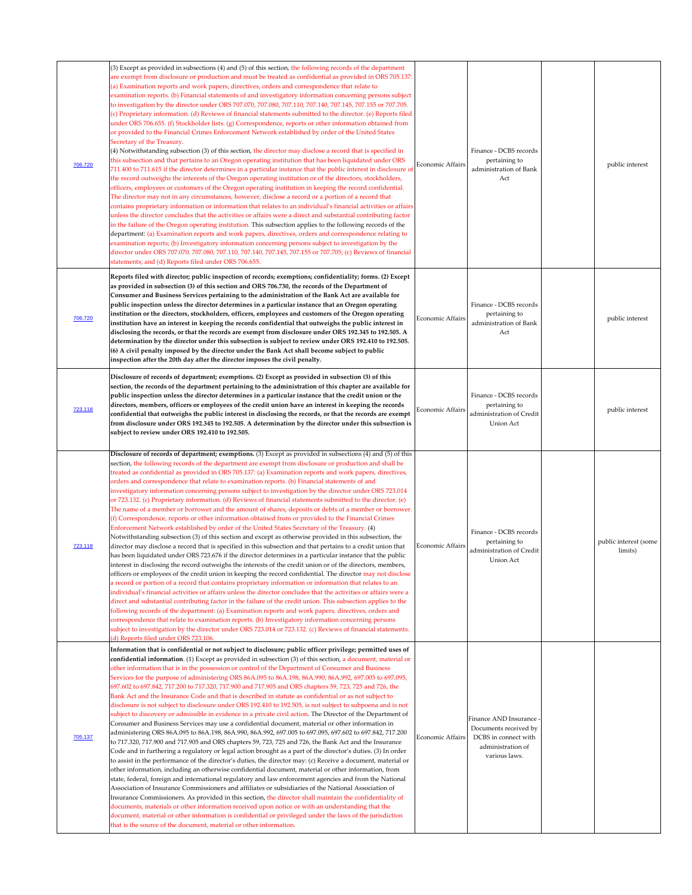| 706.720 | (3) Except as provided in subsections (4) and (5) of this section, the following records of the department are exempt from disclosure or production and must be treated as confidential as provided in ORS 705.137: (a) Examination reports and work papers, directives, orders and correspondence that relate to examination reports. (b) Financial statements of and investigatory information concerning persons subject to investigation by the director under ORS 707.070, 707.080, 707.110, 707.140, 707.145, 707.155 or 707.705. (c) Proprietary information. (d) Reviews of financial statements submitted to the director. (e) Reports filed under ORS 706.655. (f) Stockholder lists. (g) Correspondence, reports or other information obtained from or provided to the Financial Crimes Enforcement Network established by order of the United States Secretary of the Treasury.<br>(4) Notwithstanding subsection (3) of this section, the director may disclose a record that is specified in this subsection and that pertains to an Oregon operating institution that has been liquidated under ORS 711.400 to 711.615 if the director determines in a particular instance that the public interest in disclosure of the record outweighs the interests of the Oregon operating institution or of the directors, stockholders, officers, employees or customers of the Oregon operating institution in keeping the record confidential. The director may not in any circumstances, however, disclose a record or a portion of a record that contains proprietary information or information that relates to an individual's financial activities or affairs unless the director concludes that the activities or affairs were a direct and substantial contributing factor in the failure of the Oregon operating institution. This subsection applies to the following records of the department: (a) Examination reports and work papers, directives, orders and correspondence relating to examination reports; (b) Investigatory information concerning persons subject to investigation by the director under ORS 707.070, 707.080, 707.110, 707.140, 707.145, 707.155 or 707.705; (c) Reviews of financial statements; and (d) Reports filed under ORS 706.655. | Economic Affairs | Finance - DCBS records pertaining to administration of Bank Act | | public interest |
|---|---|---|---|---|---|
| 706.720 | **Reports filed with director; public inspection of records; exemptions; confidentiality; forms. (2) Except as provided in subsection (3) of this section and ORS 706.730, the records of the Department of Consumer and Business Services pertaining to the administration of the Bank Act are available for public inspection unless the director determines in a particular instance that an Oregon operating institution or the directors, stockholders, officers, employees and customers of the Oregon operating institution have an interest in keeping the records confidential that outweighs the public interest in disclosing the records, or that the records are exempt from disclosure under ORS 192.345 to 192.505. A determination by the director under this subsection is subject to review under ORS 192.410 to 192.505. (6) A civil penalty imposed by the director under the Bank Act shall become subject to public inspection after the 20th day after the director imposes the civil penalty.** | Economic Affairs | Finance - DCBS records pertaining to administration of Bank Act | | public interest |
| 723.118 | **Disclosure of records of department; exemptions. (2) Except as provided in subsection (3) of this section, the records of the department pertaining to the administration of this chapter are available for public inspection unless the director determines in a particular instance that the credit union or the directors, members, officers or employees of the credit union have an interest in keeping the records confidential that outweighs the public interest in disclosing the records, or that the records are exempt from disclosure under ORS 192.345 to 192.505. A determination by the director under this subsection is subject to review under ORS 192.410 to 192.505.** | Economic Affairs | Finance - DCBS records pertaining to administration of Credit Union Act | | public interest |
| 723.118 | **Disclosure of records of department; exemptions.** (3) Except as provided in subsections (4) and (5) of this section, the following records of the department are exempt from disclosure or production and shall be treated as confidential as provided in ORS 705.137: (a) Examination reports and work papers, directives, orders and correspondence that relate to examination reports. (b) Financial statements of and investigatory information concerning persons subject to investigation by the director under ORS 723.014 or 723.132. (c) Proprietary information. (d) Reviews of financial statements submitted to the director. (e) The name of a member or borrower and the amount of shares, deposits or debts of a member or borrower. (f) Correspondence, reports or other information obtained from or provided to the Financial Crimes Enforcement Network established by order of the United States Secretary of the Treasury. (4) Notwithstanding subsection (3) of this section and except as otherwise provided in this subsection, the director may disclose a record that is specified in this subsection and that pertains to a credit union that has been liquidated under ORS 723.676 if the director determines in a particular instance that the public interest in disclosing the record outweighs the interests of the credit union or of the directors, members, officers or employees of the credit union in keeping the record confidential. The director may not disclose a record or portion of a record that contains proprietary information or information that relates to an individual's financial activities or affairs unless the director concludes that the activities or affairs were a direct and substantial contributing factor in the failure of the credit union. This subsection applies to the following records of the department: (a) Examination reports and work papers, directives, orders and correspondence that relate to examination reports. (b) Investigatory information concerning persons subject to investigation by the director under ORS 723.014 or 723.132. (c) Reviews of financial statements. (d) Reports filed under ORS 723.106. | Economic Affairs | Finance - DCBS records pertaining to administration of Credit Union Act | | public interest (some limits) |
| 705.137 | **Information that is confidential or not subject to disclosure; public officer privilege; permitted uses of confidential information**. (1) Except as provided in subsection (3) of this section, a document, material or other information that is in the possession or control of the Department of Consumer and Business Services for the purpose of administering ORS 86A.095 to 86A.198, 86A.990, 86A.992, 697.005 to 697.095, 697.602 to 697.842, 717.200 to 717.320, 717.900 and 717.905 and ORS chapters 59, 723, 725 and 726, the Bank Act and the Insurance Code and that is described in statute as confidential or as not subject to disclosure is not subject to disclosure under ORS 192.410 to 192.505, is not subject to subpoena and is not subject to discovery or admissible in evidence in a private civil action. The Director of the Department of Consumer and Business Services may use a confidential document, material or other information in administering ORS 86A.095 to 86A.198, 86A.990, 86A.992, 697.005 to 697.095, 697.602 to 697.842, 717.200 to 717.320, 717.900 and 717.905 and ORS chapters 59, 723, 725 and 726, the Bank Act and the Insurance Code and in furthering a regulatory or legal action brought as a part of the director's duties. (3) In order to assist in the performance of the director's duties, the director may: (c) Receive a document, material or other information, including an otherwise confidential document, material or other information, from state, federal, foreign and international regulatory and law enforcement agencies and from the National Association of Insurance Commissioners and affiliates or subsidiaries of the National Association of Insurance Commissioners. As provided in this section, the director shall maintain the confidentiality of documents, materials or other information received upon notice or with an understanding that the document, material or other information is confidential or privileged under the laws of the jurisdiction that is the source of the document, material or other information. | Economic Affairs | Finance AND Insurance - Documents received by DCBS in connect with administration of various laws. | | |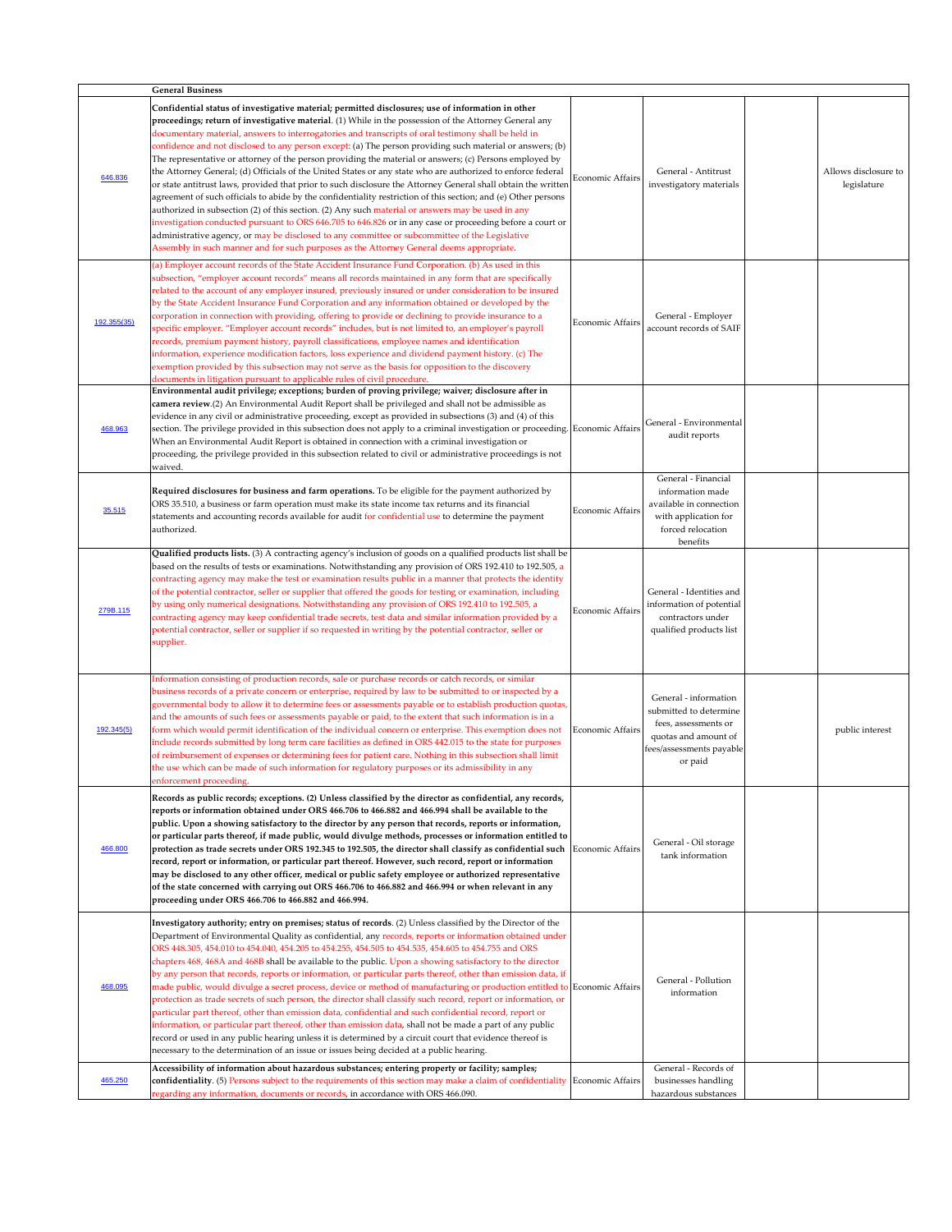| | General Business | | | | |
|---|---|---|---|---|---|
| 646.836 | **Confidential status of investigative material; permitted disclosures; use of information in other proceedings; return of investigative material**. (1) While in the possession of the Attorney General any documentary material, answers to interrogatories and transcripts of oral testimony shall be held in confidence and not disclosed to any person except: (a) The person providing such material or answers; (b) The representative or attorney of the person providing the material or answers; (c) Persons employed by the Attorney General; (d) Officials of the United States or any state who are authorized to enforce federal or state antitrust laws, provided that prior to such disclosure the Attorney General shall obtain the written agreement of such officials to abide by the confidentiality restriction of this section; and (e) Other persons authorized in subsection (2) of this section. (2) Any such material or answers may be used in any investigation conducted pursuant to ORS 646.705 to 646.826 or in any case or proceeding before a court or administrative agency, or may be disclosed to any committee or subcommittee of the Legislative Assembly in such manner and for such purposes as the Attorney General deems appropriate. | Economic Affairs | General - Antitrust investigatory materials | | Allows disclosure to legislature |
| 192.355(35) | (a) Employer account records of the State Accident Insurance Fund Corporation. (b) As used in this subsection, "employer account records" means all records maintained in any form that are specifically related to the account of any employer insured, previously insured or under consideration to be insured by the State Accident Insurance Fund Corporation and any information obtained or developed by the corporation in connection with providing, offering to provide or declining to provide insurance to a specific employer. "Employer account records" includes, but is not limited to, an employer's payroll records, premium payment history, payroll classifications, employee names and identification information, experience modification factors, loss experience and dividend payment history. (c) The exemption provided by this subsection may not serve as the basis for opposition to the discovery documents in litigation pursuant to applicable rules of civil procedure. | Economic Affairs | General - Employer account records of SAIF | | |
| 468.963 | **Environmental audit privilege; exceptions; burden of proving privilege; waiver; disclosure after in camera review**.(2) An Environmental Audit Report shall be privileged and shall not be admissible as evidence in any civil or administrative proceeding, except as provided in subsections (3) and (4) of this section. The privilege provided in this subsection does not apply to a criminal investigation or proceeding. When an Environmental Audit Report is obtained in connection with a criminal investigation or proceeding, the privilege provided in this subsection related to civil or administrative proceedings is not waived. | Economic Affairs | General - Environmental audit reports | | |
| 35.515 | **Required disclosures for business and farm operations.** To be eligible for the payment authorized by ORS 35.510, a business or farm operation must make its state income tax returns and its financial statements and accounting records available for audit for confidential use to determine the payment authorized. | Economic Affairs | General - Financial information made available in connection with application for forced relocation benefits | | |
| 279B.115 | **Qualified products lists.** (3) A contracting agency's inclusion of goods on a qualified products list shall be based on the results of tests or examinations. Notwithstanding any provision of ORS 192.410 to 192.505, a contracting agency may make the test or examination results public in a manner that protects the identity of the potential contractor, seller or supplier that offered the goods for testing or examination, including by using only numerical designations. Notwithstanding any provision of ORS 192.410 to 192.505, a contracting agency may keep confidential trade secrets, test data and similar information provided by a potential contractor, seller or supplier if so requested in writing by the potential contractor, seller or supplier. | Economic Affairs | General - Identities and information of potential contractors under qualified products list | | |
| 192.345(5) | Information consisting of production records, sale or purchase records or catch records, or similar business records of a private concern or enterprise, required by law to be submitted to or inspected by a governmental body to allow it to determine fees or assessments payable or to establish production quotas, and the amounts of such fees or assessments payable or paid, to the extent that such information is in a form which would permit identification of the individual concern or enterprise. This exemption does not include records submitted by long term care facilities as defined in ORS 442.015 to the state for purposes of reimbursement of expenses or determining fees for patient care. Nothing in this subsection shall limit the use which can be made of such information for regulatory purposes or its admissibility in any enforcement proceeding. | Economic Affairs | General - information submitted to determine fees, assessments or quotas and amount of fees/assessments payable or paid | | public interest |
| 466.800 | **Records as public records; exceptions. (2) Unless classified by the director as confidential, any records, reports or information obtained under ORS 466.706 to 466.882 and 466.994 shall be available to the public. Upon a showing satisfactory to the director by any person that records, reports or information, or particular parts thereof, if made public, would divulge methods, processes or information entitled to protection as trade secrets under ORS 192.345 to 192.505, the director shall classify as confidential such record, report or information, or particular part thereof. However, such record, report or information may be disclosed to any other officer, medical or public safety employee or authorized representative of the state concerned with carrying out ORS 466.706 to 466.882 and 466.994 or when relevant in any proceeding under ORS 466.706 to 466.882 and 466.994.** | Economic Affairs | General - Oil storage tank information | | |
| 468.095 | **Investigatory authority; entry on premises; status of records**. (2) Unless classified by the Director of the Department of Environmental Quality as confidential, any records, reports or information obtained under ORS 448.305, 454.010 to 454.040, 454.205 to 454.255, 454.505 to 454.535, 454.605 to 454.755 and ORS chapters 468, 468A and 468B shall be available to the public. Upon a showing satisfactory to the director by any person that records, reports or information, or particular parts thereof, other than emission data, if made public, would divulge a secret process, device or method of manufacturing or production entitled to protection as trade secrets of such person, the director shall classify such record, report or information, or particular part thereof, other than emission data, confidential and such confidential record, report or information, or particular part thereof, other than emission data, shall not be made a part of any public record or used in any public hearing unless it is determined by a circuit court that evidence thereof is necessary to the determination of an issue or issues being decided at a public hearing. | Economic Affairs | General - Pollution information | | |
| 465.250 | **Accessibility of information about hazardous substances; entering property or facility; samples; confidentiality**. (5) Persons subject to the requirements of this section may make a claim of confidentiality regarding any information, documents or records, in accordance with ORS 466.090. | Economic Affairs | General - Records of businesses handling hazardous substances | | |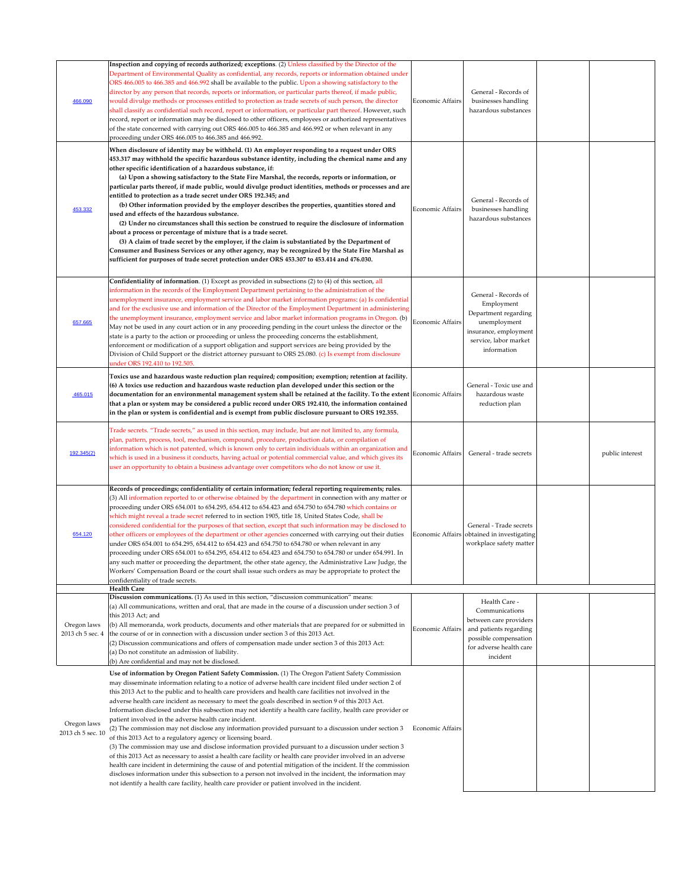| | | | | | |
|---|---|---|---|---|---|
| 466.090 | **Inspection and copying of records authorized; exceptions**. (2) Unless classified by the Director of the Department of Environmental Quality as confidential, any records, reports or information obtained under ORS 466.005 to 466.385 and 466.992 shall be available to the public. Upon a showing satisfactory to the director by any person that records, reports or information, or particular parts thereof, if made public, would divulge methods or processes entitled to protection as trade secrets of such person, the director shall classify as confidential such record, report or information, or particular part thereof. However, such record, report or information may be disclosed to other officers, employees or authorized representatives of the state concerned with carrying out ORS 466.005 to 466.385 and 466.992 or when relevant in any proceeding under ORS 466.005 to 466.385 and 466.992. | Economic Affairs | General - Records of businesses handling hazardous substances | | |
| 453.332 | **When disclosure of identity may be withheld. (1) An employer responding to a request under ORS 453.317 may withhold the specific hazardous substance identity, including the chemical name and any other specific identification of a hazardous substance, if: (a) Upon a showing satisfactory to the State Fire Marshal, the records, reports or information, or particular parts thereof, if made public, would divulge product identities, methods or processes that are entitled to protection as a trade secret under ORS 192.345; and (b) Other information provided by the employer describes the properties, quantities stored and used and effects of the hazardous substance. (2) Under no circumstances shall this section be construed to require the disclosure of information about a process or percentage of mixture that is a trade secret. (3) A claim of trade secret by the employer, if the claim is substantiated by the Department of Consumer and Business Services or any other agency, may be recognized by the State Fire Marshal as sufficient for purposes of trade secret protection under ORS 453.307 to 453.414 and 476.030.** | Economic Affairs | General - Records of businesses handling hazardous substances | | |
| 657.665 | **Confidentiality of information**. (1) Except as provided in subsections (2) to (4) of this section, all information in the records of the Employment Department pertaining to the administration of the unemployment insurance, employment service and labor market information programs: (a) Is confidential and for the exclusive use and information of the Director of the Employment Department in administering the unemployment insurance, employment service and labor market information programs in Oregon. (b) May not be used in any court action or in any proceeding pending in the court unless the director or the state is a party to the action or proceeding or unless the proceeding concerns the establishment, enforcement or modification of a support obligation and support services are being provided by the Division of Child Support or the district attorney pursuant to ORS 25.080. (c) Is exempt from disclosure under ORS 192.410 to 192.505. | Economic Affairs | General - Records of Employment Department regarding unemployment insurance, employment service, labor market information | | |
| 465.015 | **Toxics use and hazardous waste reduction plan required; composition; exemption; retention at facility. (6) A toxics use reduction and hazardous waste reduction plan developed under this section or the documentation for an environmental management system shall be retained at the facility. To the extent that a plan or system may be considered a public record under ORS 192.410, the information contained in the plan or system is confidential and is exempt from public disclosure pursuant to ORS 192.355.** | Economic Affairs | General - Toxic use and hazardous waste reduction plan | | |
| 192.345(2) | Trade secrets. "Trade secrets," as used in this section, may include, but are not limited to, any formula, plan, pattern, process, tool, mechanism, compound, procedure, production data, or compilation of information which is not patented, which is known only to certain individuals within an organization and which is used in a business it conducts, having actual or potential commercial value, and which gives its user an opportunity to obtain a business advantage over competitors who do not know or use it. | Economic Affairs | General - trade secrets | | public interest |
| 654.120 | **Records of proceedings; confidentiality of certain information; federal reporting requirements; rules**. (3) All information reported to or otherwise obtained by the department in connection with any matter or proceeding under ORS 654.001 to 654.295, 654.412 to 654.423 and 654.750 to 654.780 which contains or which might reveal a trade secret referred to in section 1905, title 18, United States Code, shall be considered confidential for the purposes of that section, except that such information may be disclosed to other officers or employees of the department or other agencies concerned with carrying out their duties under ORS 654.001 to 654.295, 654.412 to 654.423 and 654.750 to 654.780 or when relevant in any proceeding under ORS 654.001 to 654.295, 654.412 to 654.423 and 654.750 to 654.780 or under 654.991. In any such matter or proceeding the department, the other state agency, the Administrative Law Judge, the Workers' Compensation Board or the court shall issue such orders as may be appropriate to protect the confidentiality of trade secrets. | Economic Affairs | General - Trade secrets obtained in investigating workplace safety matter | | |
| | **Health Care** | | | | |
| Oregon laws 2013 ch 5 sec. 4 | **Discussion communications.** (1) As used in this section, "discussion communication" means: (a) All communications, written and oral, that are made in the course of a discussion under section 3 of this 2013 Act; and (b) All memoranda, work products, documents and other materials that are prepared for or submitted in the course of or in connection with a discussion under section 3 of this 2013 Act. (2) Discussion communications and offers of compensation made under section 3 of this 2013 Act: (a) Do not constitute an admission of liability. (b) Are confidential and may not be disclosed. | Economic Affairs | Health Care - Communications between care providers and patients regarding possible compensation for adverse health care incident | | |
| Oregon laws 2013 ch 5 sec. 10 | **Use of information by Oregon Patient Safety Commission.** (1) The Oregon Patient Safety Commission may disseminate information relating to a notice of adverse health care incident filed under section 2 of this 2013 Act to the public and to health care providers and health care facilities not involved in the adverse health care incident as necessary to meet the goals described in section 9 of this 2013 Act. Information disclosed under this subsection may not identify a health care facility, health care provider or patient involved in the adverse health care incident. (2) The commission may not disclose any information provided pursuant to a discussion under section 3 of this 2013 Act to a regulatory agency or licensing board. (3) The commission may use and disclose information provided pursuant to a discussion under section 3 of this 2013 Act as necessary to assist a health care facility or health care provider involved in an adverse health care incident in determining the cause of and potential mitigation of the incident. If the commission discloses information under this subsection to a person not involved in the incident, the information may not identify a health care facility, health care provider or patient involved in the incident. | Economic Affairs | | | |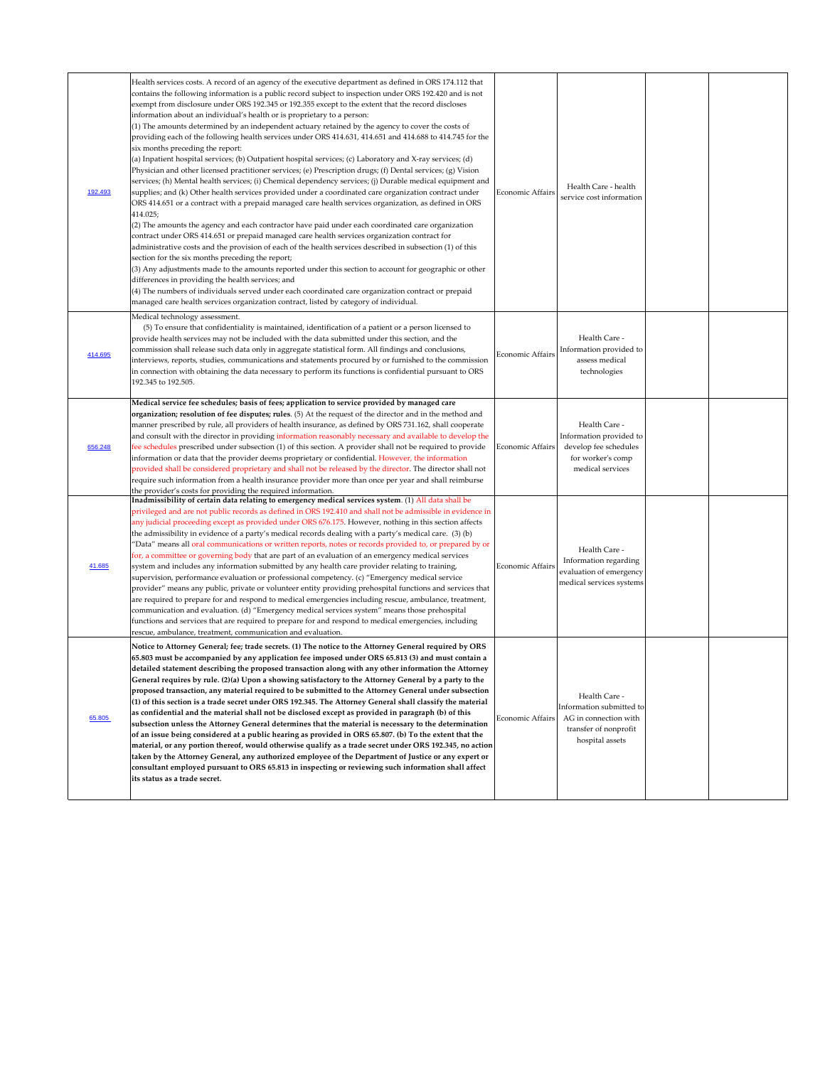| | | | | | |
|---|---|---|---|---|---|
| 192.493 | Health services costs. A record of an agency of the executive department as defined in ORS 174.112 that contains the following information is a public record subject to inspection under ORS 192.420 and is not exempt from disclosure under ORS 192.345 or 192.355 except to the extent that the record discloses information about an individual's health or is proprietary to a person:<br>(1) The amounts determined by an independent actuary retained by the agency to cover the costs of providing each of the following health services under ORS 414.631, 414.651 and 414.688 to 414.745 for the six months preceding the report:<br>(a) Inpatient hospital services; (b) Outpatient hospital services; (c) Laboratory and X-ray services; (d) Physician and other licensed practitioner services; (e) Prescription drugs; (f) Dental services; (g) Vision services; (h) Mental health services; (i) Chemical dependency services; (j) Durable medical equipment and supplies; and (k) Other health services provided under a coordinated care organization contract under ORS 414.651 or a contract with a prepaid managed care health services organization, as defined in ORS 414.025;<br>(2) The amounts the agency and each contractor have paid under each coordinated care organization contract under ORS 414.651 or prepaid managed care health services organization contract for administrative costs and the provision of each of the health services described in subsection (1) of this section for the six months preceding the report;<br>(3) Any adjustments made to the amounts reported under this section to account for geographic or other differences in providing the health services; and<br>(4) The numbers of individuals served under each coordinated care organization contract or prepaid managed care health services organization contract, listed by category of individual. | Economic Affairs | Health Care - health service cost information | | |
| 414.695 | Medical technology assessment.<br>(5) To ensure that confidentiality is maintained, identification of a patient or a person licensed to provide health services may not be included with the data submitted under this section, and the commission shall release such data only in aggregate statistical form. All findings and conclusions, interviews, reports, studies, communications and statements procured by or furnished to the commission in connection with obtaining the data necessary to perform its functions is confidential pursuant to ORS 192.345 to 192.505. | Economic Affairs | Health Care - Information provided to assess medical technologies | | |
| 656.248 | **Medical service fee schedules; basis of fees; application to service provided by managed care organization; resolution of fee disputes; rules**. (5) At the request of the director and in the method and manner prescribed by rule, all providers of health insurance, as defined by ORS 731.162, shall cooperate and consult with the director in providing information reasonably necessary and available to develop the fee schedules prescribed under subsection (1) of this section. A provider shall not be required to provide information or data that the provider deems proprietary or confidential. However, the information provided shall be considered proprietary and shall not be released by the director. The director shall not require such information from a health insurance provider more than once per year and shall reimburse the provider's costs for providing the required information. | Economic Affairs | Health Care - Information provided to develop fee schedules for worker's comp medical services | | |
| 41.685 | **Inadmissibility of certain data relating to emergency medical services system**. (1) All data shall be privileged and are not public records as defined in ORS 192.410 and shall not be admissible in evidence in any judicial proceeding except as provided under ORS 676.175. However, nothing in this section affects the admissibility in evidence of a party's medical records dealing with a party's medical care. (3) (b) "Data" means all oral communications or written reports, notes or records provided to, or prepared by or for, a committee or governing body that are part of an evaluation of an emergency medical services system and includes any information submitted by any health care provider relating to training, supervision, performance evaluation or professional competency. (c) "Emergency medical service provider" means any public, private or volunteer entity providing prehospital functions and services that are required to prepare for and respond to medical emergencies including rescue, ambulance, treatment, communication and evaluation. (d) "Emergency medical services system" means those prehospital functions and services that are required to prepare for and respond to medical emergencies, including rescue, ambulance, treatment, communication and evaluation. | Economic Affairs | Health Care - Information regarding evaluation of emergency medical services systems | | |
| 65.805 | **Notice to Attorney General; fee; trade secrets. (1) The notice to the Attorney General required by ORS 65.803 must be accompanied by any application fee imposed under ORS 65.813 (3) and must contain a detailed statement describing the proposed transaction along with any other information the Attorney General requires by rule. (2)(a) Upon a showing satisfactory to the Attorney General by a party to the proposed transaction, any material required to be submitted to the Attorney General under subsection (1) of this section is a trade secret under ORS 192.345. The Attorney General shall classify the material as confidential and the material shall not be disclosed except as provided in paragraph (b) of this subsection unless the Attorney General determines that the material is necessary to the determination of an issue being considered at a public hearing as provided in ORS 65.807. (b) To the extent that the material, or any portion thereof, would otherwise qualify as a trade secret under ORS 192.345, no action taken by the Attorney General, any authorized employee of the Department of Justice or any expert or consultant employed pursuant to ORS 65.813 in inspecting or reviewing such information shall affect its status as a trade secret.** | Economic Affairs | Health Care - Information submitted to AG in connection with transfer of nonprofit hospital assets | | |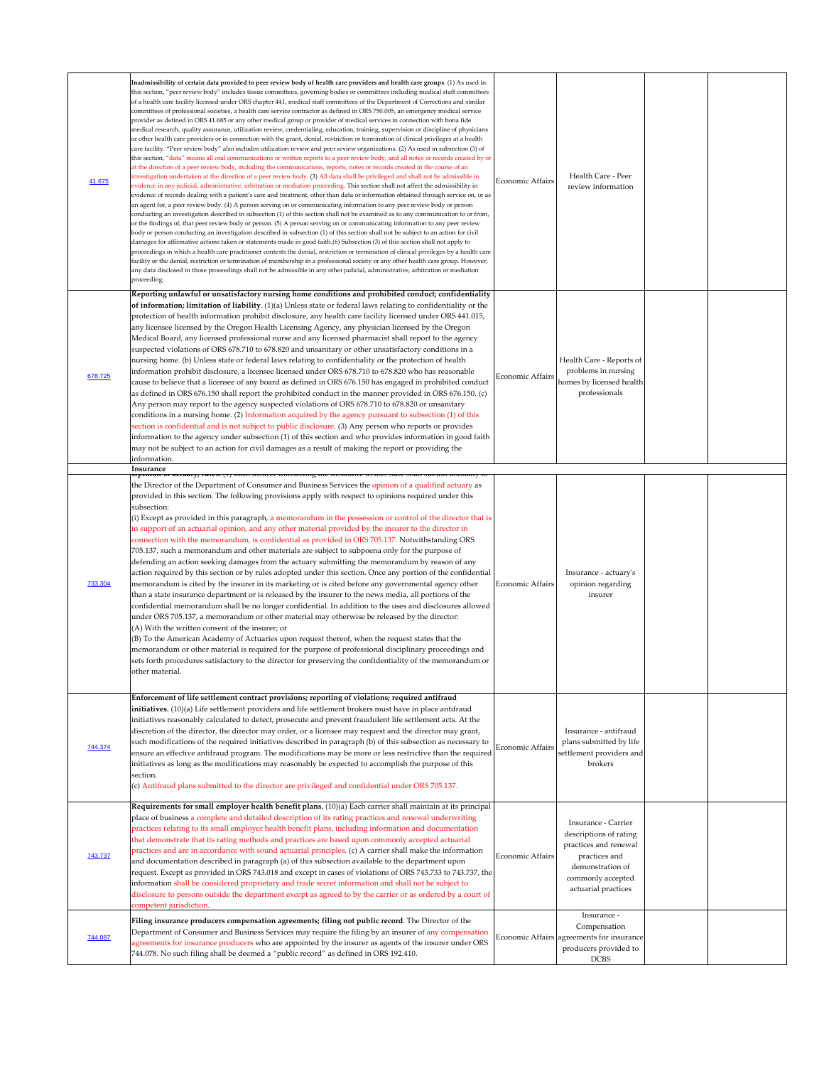| | | | | | |
|---|---|---|---|---|---|
| 41.675 | **Inadmissibility of certain data provided to peer review body of health care providers and health care groups**. (1) As used in this section, "peer review body" includes tissue committees, governing bodies or committees including medical staff committees of a health care facility licensed under ORS chapter 441, medical staff committees of the Department of Corrections and similar committees of professional societies, a health care service contractor as defined in ORS 750.005, an emergency medical service provider as defined in ORS 41.685 or any other medical group or provider of medical services in connection with bona fide medical research, quality assurance, utilization review, credentialing, education, training, supervision or discipline of physicians or other health care providers or in connection with the grant, denial, restriction or termination of clinical privileges at a health care facility. "Peer review body" also includes utilization review and peer review organizations. (2) As used in subsection (3) of this section, "data" means all oral communications or written reports to a peer review body, and all notes or records created by or at the direction of a peer review body, including the communications, reports, notes or records created in the course of an investigation undertaken at the direction of a peer review body. (3) All data shall be privileged and shall not be admissible in evidence in any judicial, administrative, arbitration or mediation proceeding. This section shall not affect the admissibility in evidence of records dealing with a patient's care and treatment, other than data or information obtained through service on, or as an agent for, a peer review body. (4) A person serving on or communicating information to any peer review body or person conducting an investigation described in subsection (1) of this section shall not be examined as to any communication to or from, or the findings of, that peer review body or person. (5) A person serving on or communicating information to any peer review body or person conducting an investigation described in subsection (1) of this section shall not be subject to an action for civil damages for affirmative actions taken or statements made in good faith.(6) Subsection (3) of this section shall not apply to proceedings in which a health care practitioner contests the denial, restriction or termination of clinical privileges by a health care facility or the denial, restriction or termination of membership in a professional society or any other health care group. However, any data disclosed in those proceedings shall not be admissible in any other judicial, administrative, arbitration or mediation proceeding. | Economic Affairs | Health Care - Peer review information | | |
| 678.725 | **Reporting unlawful or unsatisfactory nursing home conditions and prohibited conduct; confidentiality of information; limitation of liability**. (1)(a) Unless state or federal laws relating to confidentiality or the protection of health information prohibit disclosure, any health care facility licensed under ORS 441.015, any licensee licensed by the Oregon Health Licensing Agency, any physician licensed by the Oregon Medical Board, any licensed professional nurse and any licensed pharmacist shall report to the agency suspected violations of ORS 678.710 to 678.820 and unsanitary or other unsatisfactory conditions in a nursing home. (b) Unless state or federal laws relating to confidentiality or the protection of health information prohibit disclosure, a licensee licensed under ORS 678.710 to 678.820 who has reasonable cause to believe that a licensee of any board as defined in ORS 676.150 has engaged in prohibited conduct as defined in ORS 676.150 shall report the prohibited conduct in the manner provided in ORS 676.150. (c) Any person may report to the agency suspected violations of ORS 678.710 to 678.820 or unsanitary conditions in a nursing home. (2) Information acquired by the agency pursuant to subsection (1) of this section is confidential and is not subject to public disclosure. (3) Any person who reports or provides information to the agency under subsection (1) of this section and who provides information in good faith may not be subject to an action for civil damages as a result of making the report or providing the information. | Economic Affairs | Health Care - Reports of problems in nursing homes by licensed health professionals | | |
| | **Insurance** | | | | |
| 733.304 | **Opinion of actuary; rules**. (1) Each insurer transacting the insurance in this state shall submit annually to the Director of the Department of Consumer and Business Services the opinion of a qualified actuary as provided in this section. The following provisions apply with respect to opinions required under this subsection:<br>(i) Except as provided in this paragraph, a memorandum in the possession or control of the director that is in support of an actuarial opinion, and any other material provided by the insurer to the director in connection with the memorandum, is confidential as provided in ORS 705.137. Notwithstanding ORS 705.137, such a memorandum and other materials are subject to subpoena only for the purpose of defending an action seeking damages from the actuary submitting the memorandum by reason of any action required by this section or by rules adopted under this section. Once any portion of the confidential memorandum is cited by the insurer in its marketing or is cited before any governmental agency other than a state insurance department or is released by the insurer to the news media, all portions of the confidential memorandum shall be no longer confidential. In addition to the uses and disclosures allowed under ORS 705.137, a memorandum or other material may otherwise be released by the director:<br>(A) With the written consent of the insurer; or<br>(B) To the American Academy of Actuaries upon request thereof, when the request states that the memorandum or other material is required for the purpose of professional disciplinary proceedings and sets forth procedures satisfactory to the director for preserving the confidentiality of the memorandum or other material. | Economic Affairs | Insurance - actuary's opinion regarding insurer | | |
| 744.374 | **Enforcement of life settlement contract provisions; reporting of violations; required antifraud initiatives.** (10)(a) Life settlement providers and life settlement brokers must have in place antifraud initiatives reasonably calculated to detect, prosecute and prevent fraudulent life settlement acts. At the discretion of the director, the director may order, or a licensee may request and the director may grant, such modifications of the required initiatives described in paragraph (b) of this subsection as necessary to ensure an effective antifraud program. The modifications may be more or less restrictive than the required initiatives as long as the modifications may reasonably be expected to accomplish the purpose of this section.<br>(c) Antifraud plans submitted to the director are privileged and confidential under ORS 705.137. | Economic Affairs | Insurance - antifraud plans submitted by life settlement providers and brokers | | |
| 743.737 | **Requirements for small employer health benefit plans.** (10)(a) Each carrier shall maintain at its principal place of business a complete and detailed description of its rating practices and renewal underwriting practices relating to its small employer health benefit plans, including information and documentation that demonstrate that its rating methods and practices are based upon commonly accepted actuarial practices and are in accordance with sound actuarial principles. (c) A carrier shall make the information and documentation described in paragraph (a) of this subsection available to the department upon request. Except as provided in ORS 743.018 and except in cases of violations of ORS 743.733 to 743.737, the information shall be considered proprietary and trade secret information and shall not be subject to disclosure to persons outside the department except as agreed to by the carrier or as ordered by a court of competent jurisdiction. | Economic Affairs | Insurance - Carrier descriptions of rating practices and renewal practices and demonstration of commonly accepted actuarial practices | | |
| 744.087 | **Filing insurance producers compensation agreements; filing not public record**. The Director of the Department of Consumer and Business Services may require the filing by an insurer of any compensation agreements for insurance producers who are appointed by the insurer as agents of the insurer under ORS 744.078. No such filing shall be deemed a "public record" as defined in ORS 192.410. | Economic Affairs | Insurance - Compensation agreements for insurance producers provided to DCBS | | |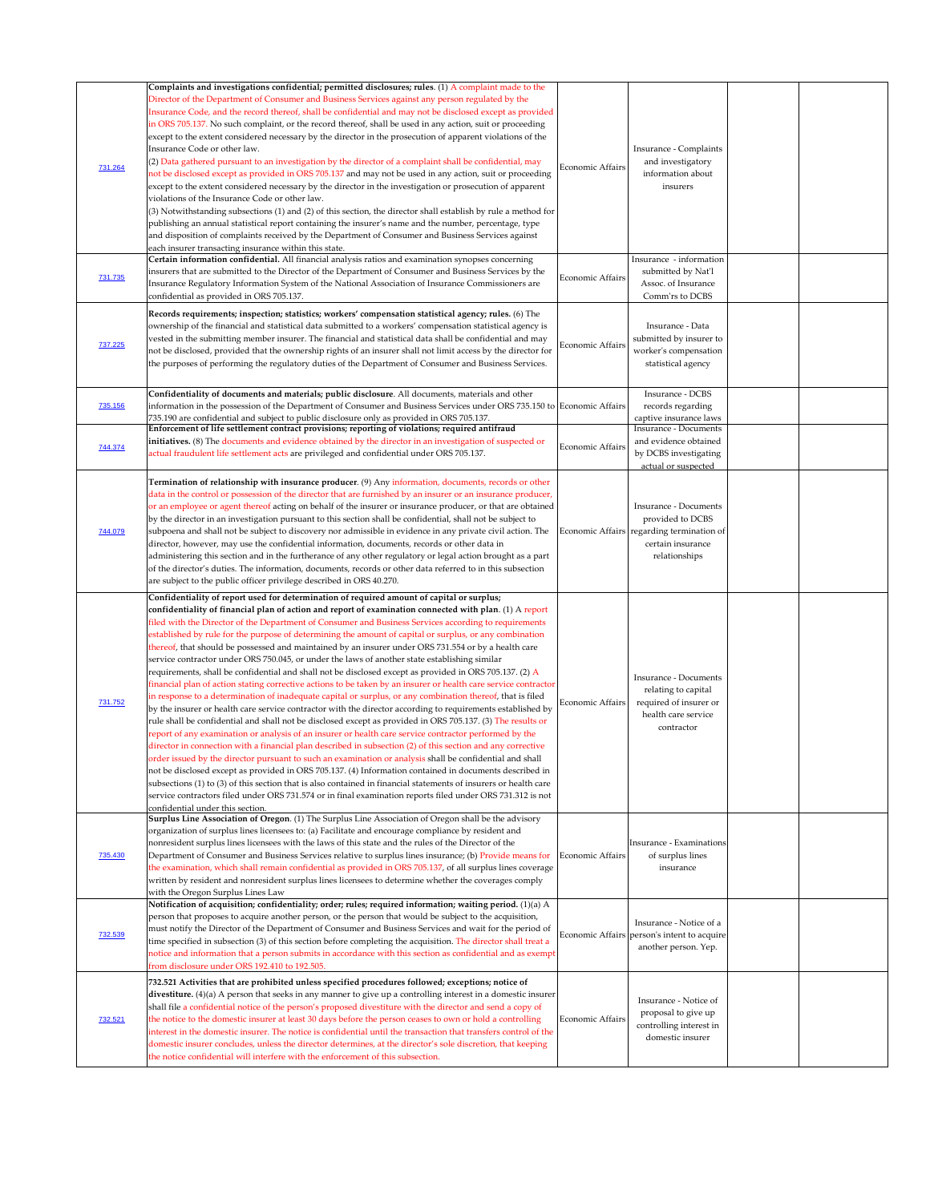| | | | | | |
|---|---|---|---|---|---|
| 731.264 | **Complaints and investigations confidential; permitted disclosures; rules**. (1) A complaint made to the Director of the Department of Consumer and Business Services against any person regulated by the Insurance Code, and the record thereof, shall be confidential and may not be disclosed except as provided in ORS 705.137. No such complaint, or the record thereof, shall be used in any action, suit or proceeding except to the extent considered necessary by the director in the prosecution of apparent violations of the Insurance Code or other law. (2) Data gathered pursuant to an investigation by the director of a complaint shall be confidential, may not be disclosed except as provided in ORS 705.137 and may not be used in any action, suit or proceeding except to the extent considered necessary by the director in the investigation or prosecution of apparent violations of the Insurance Code or other law. (3) Notwithstanding subsections (1) and (2) of this section, the director shall establish by rule a method for publishing an annual statistical report containing the insurer's name and the number, percentage, type and disposition of complaints received by the Department of Consumer and Business Services against each insurer transacting insurance within this state. | Economic Affairs | Insurance - Complaints and investigatory information about insurers | | |
| 731.735 | **Certain information confidential.** All financial analysis ratios and examination synopses concerning insurers that are submitted to the Director of the Department of Consumer and Business Services by the Insurance Regulatory Information System of the National Association of Insurance Commissioners are confidential as provided in ORS 705.137. | Economic Affairs | Insurance - information submitted by Nat'l Assoc. of Insurance Comm'rs to DCBS | | |
| 737.225 | **Records requirements; inspection; statistics; workers' compensation statistical agency; rules.** (6) The ownership of the financial and statistical data submitted to a workers' compensation statistical agency is vested in the submitting member insurer. The financial and statistical data shall be confidential and may not be disclosed, provided that the ownership rights of an insurer shall not limit access by the director for the purposes of performing the regulatory duties of the Department of Consumer and Business Services. | Economic Affairs | Insurance - Data submitted by insurer to worker's compensation statistical agency | | |
| 735.156 | **Confidentiality of documents and materials; public disclosure**. All documents, materials and other information in the possession of the Department of Consumer and Business Services under ORS 735.150 to 735.190 are confidential and subject to public disclosure only as provided in ORS 705.137. | Economic Affairs | Insurance - DCBS records regarding captive insurance laws | | |
| 744.374 | **Enforcement of life settlement contract provisions; reporting of violations; required antifraud initiatives.** (8) The documents and evidence obtained by the director in an investigation of suspected or actual fraudulent life settlement acts are privileged and confidential under ORS 705.137. | Economic Affairs | Insurance - Documents and evidence obtained by DCBS investigating actual or suspected | | |
| 744.079 | **Termination of relationship with insurance producer**. (9) Any information, documents, records or other data in the control or possession of the director that are furnished by an insurer or an insurance producer, or an employee or agent thereof acting on behalf of the insurer or insurance producer, or that are obtained by the director in an investigation pursuant to this section shall be confidential, shall not be subject to subpoena and shall not be subject to discovery nor admissible in evidence in any private civil action. The director, however, may use the confidential information, documents, records or other data in administering this section and in the furtherance of any other regulatory or legal action brought as a part of the director's duties. The information, documents, records or other data referred to in this subsection are subject to the public officer privilege described in ORS 40.270. | Economic Affairs | Insurance - Documents provided to DCBS regarding termination of certain insurance relationships | | |
| 731.752 | **Confidentiality of report used for determination of required amount of capital or surplus; confidentiality of financial plan of action and report of examination connected with plan**. (1) A report filed with the Director of the Department of Consumer and Business Services according to requirements established by rule for the purpose of determining the amount of capital or surplus, or any combination thereof, that should be possessed and maintained by an insurer under ORS 731.554 or by a health care service contractor under ORS 750.045, or under the laws of another state establishing similar requirements, shall be confidential and shall not be disclosed except as provided in ORS 705.137. (2) A financial plan of action stating corrective actions to be taken by an insurer or health care service contractor in response to a determination of inadequate capital or surplus, or any combination thereof, that is filed by the insurer or health care service contractor with the director according to requirements established by rule shall be confidential and shall not be disclosed except as provided in ORS 705.137. (3) The results or report of any examination or analysis of an insurer or health care service contractor performed by the director in connection with a financial plan described in subsection (2) of this section and any corrective order issued by the director pursuant to such an examination or analysis shall be confidential and shall not be disclosed except as provided in ORS 705.137. (4) Information contained in documents described in subsections (1) to (3) of this section that is also contained in financial statements of insurers or health care service contractors filed under ORS 731.574 or in final examination reports filed under ORS 731.312 is not confidential under this section. | Economic Affairs | Insurance - Documents relating to capital required of insurer or health care service contractor | | |
| 735.430 | **Surplus Line Association of Oregon**. (1) The Surplus Line Association of Oregon shall be the advisory organization of surplus lines licensees to: (a) Facilitate and encourage compliance by resident and nonresident surplus lines licensees with the laws of this state and the rules of the Director of the Department of Consumer and Business Services relative to surplus lines insurance; (b) Provide means for the examination, which shall remain confidential as provided in ORS 705.137, of all surplus lines coverage written by resident and nonresident surplus lines licensees to determine whether the coverages comply with the Oregon Surplus Lines Law | Economic Affairs | Insurance - Examinations of surplus lines insurance | | |
| 732.539 | **Notification of acquisition; confidentiality; order; rules; required information; waiting period.** (1)(a) A person that proposes to acquire another person, or the person that would be subject to the acquisition, must notify the Director of the Department of Consumer and Business Services and wait for the period of time specified in subsection (3) of this section before completing the acquisition. The director shall treat a notice and information that a person submits in accordance with this section as confidential and as exempt from disclosure under ORS 192.410 to 192.505. | Economic Affairs | Insurance - Notice of a person's intent to acquire another person. Yep. | | |
| 732.521 | **732.521 Activities that are prohibited unless specified procedures followed; exceptions; notice of divestiture.** (4)(a) A person that seeks in any manner to give up a controlling interest in a domestic insurer shall file a confidential notice of the person's proposed divestiture with the director and send a copy of the notice to the domestic insurer at least 30 days before the person ceases to own or hold a controlling interest in the domestic insurer. The notice is confidential until the transaction that transfers control of the domestic insurer concludes, unless the director determines, at the director's sole discretion, that keeping the notice confidential will interfere with the enforcement of this subsection. | Economic Affairs | Insurance - Notice of proposal to give up controlling interest in domestic insurer | | |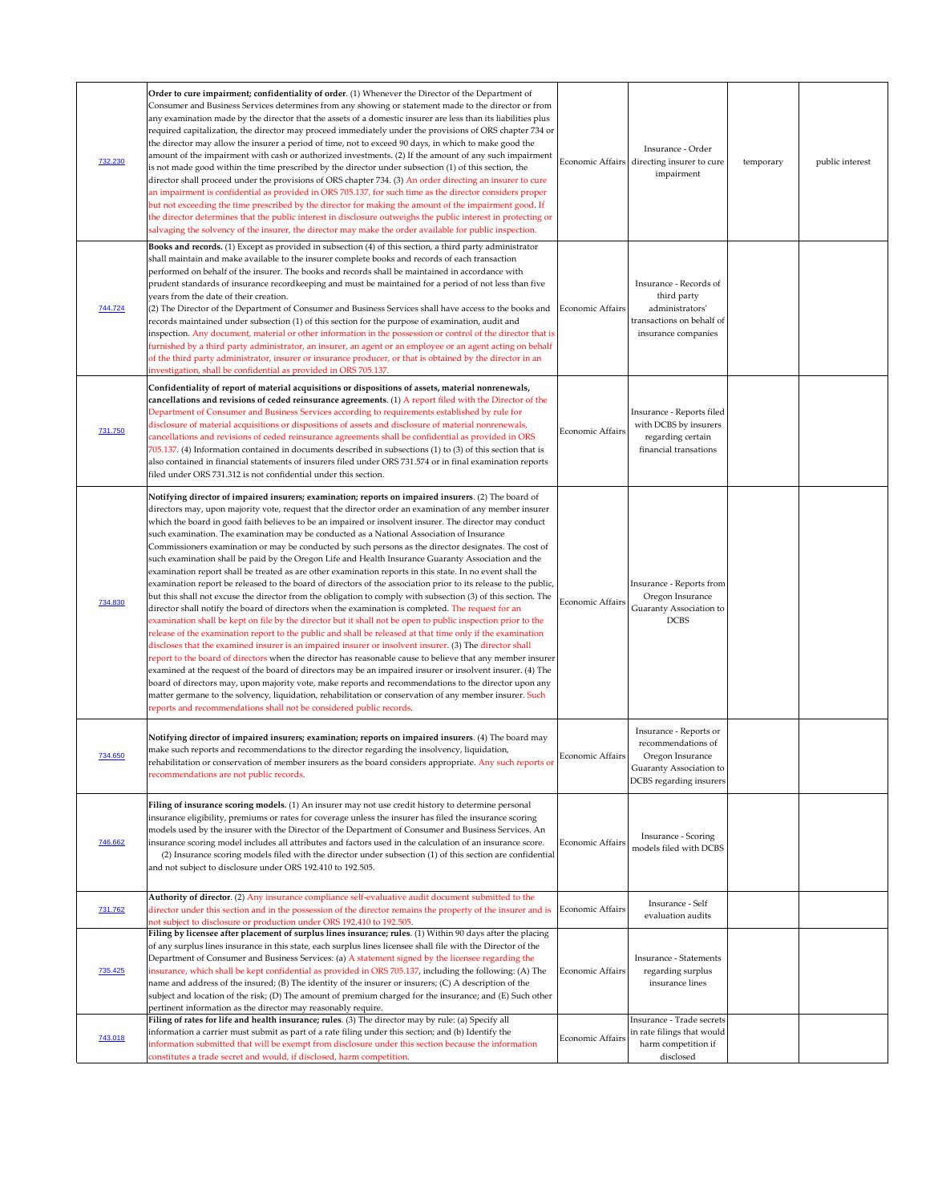| | | | | | |
|---|---|---|---|---|---|
| 732.230 | **Order to cure impairment; confidentiality of order**. (1) Whenever the Director of the Department of Consumer and Business Services determines from any showing or statement made to the director or from any examination made by the director that the assets of a domestic insurer are less than its liabilities plus required capitalization, the director may proceed immediately under the provisions of ORS chapter 734 or the director may allow the insurer a period of time, not to exceed 90 days, in which to make good the amount of the impairment with cash or authorized investments. (2) If the amount of any such impairment is not made good within the time prescribed by the director under subsection (1) of this section, the director shall proceed under the provisions of ORS chapter 734. (3) An order directing an insurer to cure an impairment is confidential as provided in ORS 705.137, for such time as the director considers proper but not exceeding the time prescribed by the director for making the amount of the impairment good. If the director determines that the public interest in disclosure outweighs the public interest in protecting or salvaging the solvency of the insurer, the director may make the order available for public inspection. | Economic Affairs | Insurance - Order directing insurer to cure impairment | temporary | public interest |
| 744.724 | **Books and records.** (1) Except as provided in subsection (4) of this section, a third party administrator shall maintain and make available to the insurer complete books and records of each transaction performed on behalf of the insurer. The books and records shall be maintained in accordance with prudent standards of insurance recordkeeping and must be maintained for a period of not less than five years from the date of their creation. (2) The Director of the Department of Consumer and Business Services shall have access to the books and records maintained under subsection (1) of this section for the purpose of examination, audit and inspection. Any document, material or other information in the possession or control of the director that is furnished by a third party administrator, an insurer, an agent or an employee or an agent acting on behalf of the third party administrator, insurer or insurance producer, or that is obtained by the director in an investigation, shall be confidential as provided in ORS 705.137. | Economic Affairs | Insurance - Records of third party administrators' transactions on behalf of insurance companies | | |
| 731.750 | **Confidentiality of report of material acquisitions or dispositions of assets, material nonrenewals, cancellations and revisions of ceded reinsurance agreements**. (1) A report filed with the Director of the Department of Consumer and Business Services according to requirements established by rule for disclosure of material acquisitions or dispositions of assets and disclosure of material nonrenewals, cancellations and revisions of ceded reinsurance agreements shall be confidential as provided in ORS 705.137. (4) Information contained in documents described in subsections (1) to (3) of this section that is also contained in financial statements of insurers filed under ORS 731.574 or in final examination reports filed under ORS 731.312 is not confidential under this section. | Economic Affairs | Insurance - Reports filed with DCBS by insurers regarding certain financial transations | | |
| 734.830 | **Notifying director of impaired insurers; examination; reports on impaired insurers**. (2) The board of directors may, upon majority vote, request that the director order an examination of any member insurer which the board in good faith believes to be an impaired or insolvent insurer. The director may conduct such examination. The examination may be conducted as a National Association of Insurance Commissioners examination or may be conducted by such persons as the director designates. The cost of such examination shall be paid by the Oregon Life and Health Insurance Guaranty Association and the examination report shall be treated as are other examination reports in this state. In no event shall the examination report be released to the board of directors of the association prior to its release to the public, but this shall not excuse the director from the obligation to comply with subsection (3) of this section. The director shall notify the board of directors when the examination is completed. The request for an examination shall be kept on file by the director but it shall not be open to public inspection prior to the release of the examination report to the public and shall be released at that time only if the examination discloses that the examined insurer is an impaired insurer or insolvent insurer. (3) The director shall report to the board of directors when the director has reasonable cause to believe that any member insurer examined at the request of the board of directors may be an impaired insurer or insolvent insurer. (4) The board of directors may, upon majority vote, make reports and recommendations to the director upon any matter germane to the solvency, liquidation, rehabilitation or conservation of any member insurer. Such reports and recommendations shall not be considered public records. | Economic Affairs | Insurance - Reports from Oregon Insurance Guaranty Association to DCBS | | |
| 734.650 | **Notifying director of impaired insurers; examination; reports on impaired insurers**. (4) The board may make such reports and recommendations to the director regarding the insolvency, liquidation, rehabilitation or conservation of member insurers as the board considers appropriate. Any such reports or recommendations are not public records. | Economic Affairs | Insurance - Reports or recommendations of Oregon Insurance Guaranty Association to DCBS regarding insurers | | |
| 746.662 | **Filing of insurance scoring models.** (1) An insurer may not use credit history to determine personal insurance eligibility, premiums or rates for coverage unless the insurer has filed the insurance scoring models used by the insurer with the Director of the Department of Consumer and Business Services. An insurance scoring model includes all attributes and factors used in the calculation of an insurance score. (2) Insurance scoring models filed with the director under subsection (1) of this section are confidential and not subject to disclosure under ORS 192.410 to 192.505. | Economic Affairs | Insurance - Scoring models filed with DCBS | | |
| 731.762 | **Authority of director**. (2) Any insurance compliance self-evaluative audit document submitted to the director under this section and in the possession of the director remains the property of the insurer and is not subject to disclosure or production under ORS 192.410 to 192.505. | Economic Affairs | Insurance - Self evaluation audits | | |
| 735.425 | **Filing by licensee after placement of surplus lines insurance; rules**. (1) Within 90 days after the placing of any surplus lines insurance in this state, each surplus lines licensee shall file with the Director of the Department of Consumer and Business Services: (a) A statement signed by the licensee regarding the insurance, which shall be kept confidential as provided in ORS 705.137, including the following: (A) The name and address of the insured; (B) The identity of the insurer or insurers; (C) A description of the subject and location of the risk; (D) The amount of premium charged for the insurance; and (E) Such other pertinent information as the director may reasonably require. | Economic Affairs | Insurance - Statements regarding surplus insurance lines | | |
| 743.018 | **Filing of rates for life and health insurance; rules**. (3) The director may by rule: (a) Specify all information a carrier must submit as part of a rate filing under this section; and (b) Identify the information submitted that will be exempt from disclosure under this section because the information constitutes a trade secret and would, if disclosed, harm competition. | Economic Affairs | Insurance - Trade secrets in rate filings that would harm competition if disclosed | | |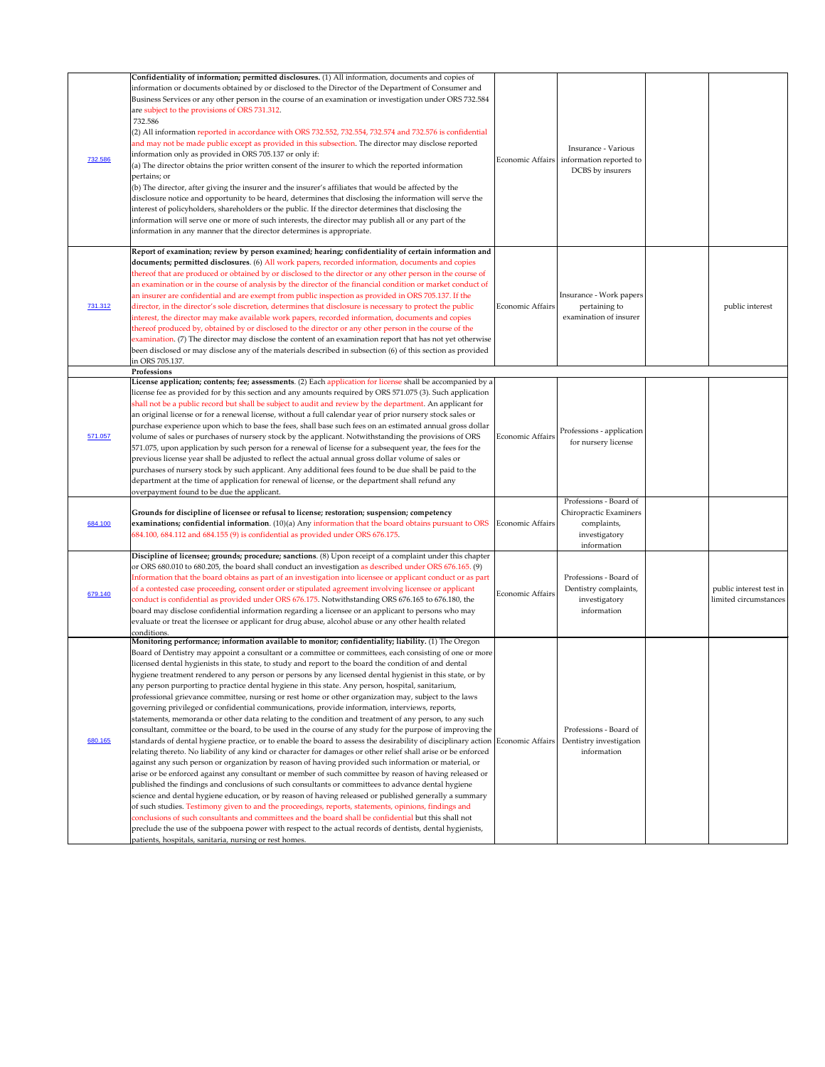| | | | | | |
|---|---|---|---|---|---|
| 732.586 | **Confidentiality of information; permitted disclosures.** (1) All information, documents and copies of information or documents obtained by or disclosed to the Director of the Department of Consumer and Business Services or any other person in the course of an examination or investigation under ORS 732.584 are subject to the provisions of ORS 731.312.<br>732.586<br>(2) All information reported in accordance with ORS 732.552, 732.554, 732.574 and 732.576 is confidential and may not be made public except as provided in this subsection. The director may disclose reported information only as provided in ORS 705.137 or only if:<br>(a) The director obtains the prior written consent of the insurer to which the reported information pertains; or<br>(b) The director, after giving the insurer and the insurer's affiliates that would be affected by the disclosure notice and opportunity to be heard, determines that disclosing the information will serve the interest of policyholders, shareholders or the public. If the director determines that disclosing the information will serve one or more of such interests, the director may publish all or any part of the information in any manner that the director determines is appropriate. | Economic Affairs | Insurance - Various information reported to DCBS by insurers | | |
| 731.312 | **Report of examination; review by person examined; hearing; confidentiality of certain information and documents; permitted disclosures**. (6) All work papers, recorded information, documents and copies thereof that are produced or obtained by or disclosed to the director or any other person in the course of an examination or in the course of analysis by the director of the financial condition or market conduct of an insurer are confidential and are exempt from public inspection as provided in ORS 705.137. If the director, in the director's sole discretion, determines that disclosure is necessary to protect the public interest, the director may make available work papers, recorded information, documents and copies thereof produced by, obtained by or disclosed to the director or any other person in the course of the examination. (7) The director may disclose the content of an examination report that has not yet otherwise been disclosed or may disclose any of the materials described in subsection (6) of this section as provided in ORS 705.137. | Economic Affairs | Insurance - Work papers pertaining to examination of insurer | | public interest |
| | **Professions** | | | | |
| 571.057 | **License application; contents; fee; assessments**. (2) Each application for license shall be accompanied by a license fee as provided for by this section and any amounts required by ORS 571.075 (3). Such application shall not be a public record but shall be subject to audit and review by the department. An applicant for an original license or for a renewal license, without a full calendar year of prior nursery stock sales or purchase experience upon which to base the fees, shall base such fees on an estimated annual gross dollar volume of sales or purchases of nursery stock by the applicant. Notwithstanding the provisions of ORS 571.075, upon application by such person for a renewal of license for a subsequent year, the fees for the previous license year shall be adjusted to reflect the actual annual gross dollar volume of sales or purchases of nursery stock by such applicant. Any additional fees found to be due shall be paid to the department at the time of application for renewal of license, or the department shall refund any overpayment found to be due the applicant. | Economic Affairs | Professions - application for nursery license | | |
| 684.100 | **Grounds for discipline of licensee or refusal to license; restoration; suspension; competency examinations; confidential information**. (10)(a) Any information that the board obtains pursuant to ORS 684.100, 684.112 and 684.155 (9) is confidential as provided under ORS 676.175. | Economic Affairs | Professions - Board of Chiropractic Examiners complaints, investigatory information | | |
| 679.140 | **Discipline of licensee; grounds; procedure; sanctions**. (8) Upon receipt of a complaint under this chapter or ORS 680.010 to 680.205, the board shall conduct an investigation as described under ORS 676.165. (9) Information that the board obtains as part of an investigation into licensee or applicant conduct or as part of a contested case proceeding, consent order or stipulated agreement involving licensee or applicant conduct is confidential as provided under ORS 676.175. Notwithstanding ORS 676.165 to 676.180, the board may disclose confidential information regarding a licensee or an applicant to persons who may evaluate or treat the licensee or applicant for drug abuse, alcohol abuse or any other health related conditions. | Economic Affairs | Professions - Board of Dentistry complaints, investigatory information | | public interest test in limited circumstances |
| 680.165 | **Monitoring performance; information available to monitor; confidentiality; liability.** (1) The Oregon Board of Dentistry may appoint a consultant or a committee or committees, each consisting of one or more licensed dental hygienists in this state, to study and report to the board the condition of and dental hygiene treatment rendered to any person or persons by any licensed dental hygienist in this state, or by any person purporting to practice dental hygiene in this state. Any person, hospital, sanitarium, professional grievance committee, nursing or rest home or other organization may, subject to the laws governing privileged or confidential communications, provide information, interviews, reports, statements, memoranda or other data relating to the condition and treatment of any person, to any such consultant, committee or the board, to be used in the course of any study for the purpose of improving the standards of dental hygiene practice, or to enable the board to assess the desirability of disciplinary action relating thereto. No liability of any kind or character for damages or other relief shall arise or be enforced against any such person or organization by reason of having provided such information or material, or arise or be enforced against any consultant or member of such committee by reason of having released or published the findings and conclusions of such consultants or committees to advance dental hygiene science and dental hygiene education, or by reason of having released or published generally a summary of such studies. Testimony given to and the proceedings, reports, statements, opinions, findings and conclusions of such consultants and committees and the board shall be confidential but this shall not preclude the use of the subpoena power with respect to the actual records of dentists, dental hygienists, patients, hospitals, sanitaria, nursing or rest homes. | Economic Affairs | Professions - Board of Dentistry investigation information | | |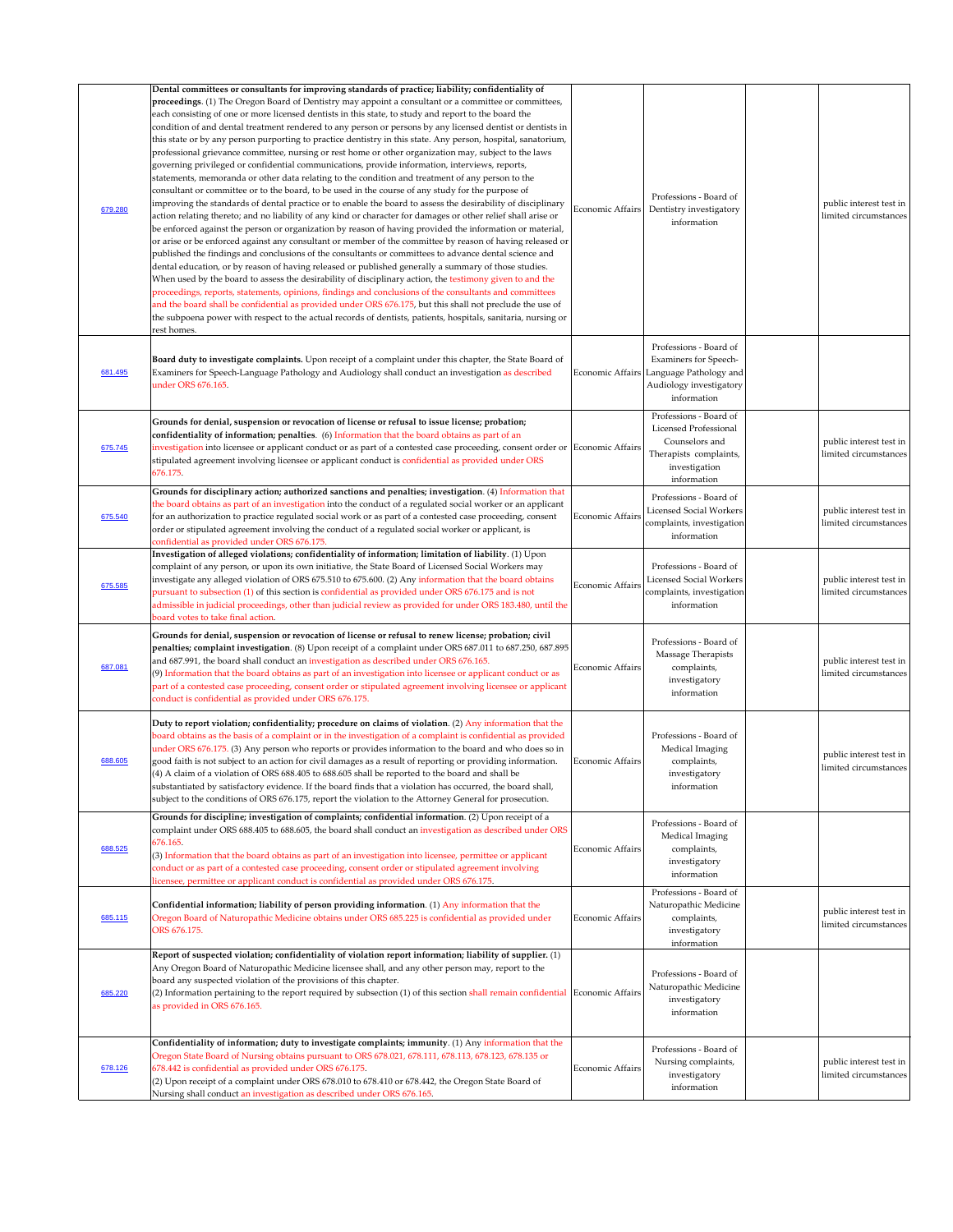| | | | | | |
|---|---|---|---|---|---|
| 679.280 | **Dental committees or consultants for improving standards of practice; liability; confidentiality of proceedings**. (1) The Oregon Board of Dentistry may appoint a consultant or a committee or committees, each consisting of one or more licensed dentists in this state, to study and report to the board the condition of and dental treatment rendered to any person or persons by any licensed dentist or dentists in this state or by any person purporting to practice dentistry in this state. Any person, hospital, sanatorium, professional grievance committee, nursing or rest home or other organization may, subject to the laws governing privileged or confidential communications, provide information, interviews, reports, statements, memoranda or other data relating to the condition and treatment of any person to the consultant or committee or to the board, to be used in the course of any study for the purpose of improving the standards of dental practice or to enable the board to assess the desirability of disciplinary action relating thereto; and no liability of any kind or character for damages or other relief shall arise or be enforced against the person or organization by reason of having provided the information or material, or arise or be enforced against any consultant or member of the committee by reason of having released or published the findings and conclusions of the consultants or committees to advance dental science and dental education, or by reason of having released or published generally a summary of those studies. When used by the board to assess the desirability of disciplinary action, the testimony given to and the proceedings, reports, statements, opinions, findings and conclusions of the consultants and committees and the board shall be confidential as provided under ORS 676.175, but this shall not preclude the use of the subpoena power with respect to the actual records of dentists, patients, hospitals, sanitaria, nursing or rest homes. | Economic Affairs | Professions - Board of Dentistry investigatory information | | public interest test in limited circumstances |
| 681.495 | **Board duty to investigate complaints.** Upon receipt of a complaint under this chapter, the State Board of Examiners for Speech-Language Pathology and Audiology shall conduct an investigation as described under ORS 676.165. | Economic Affairs | Professions - Board of Examiners for Speech-Language Pathology and Audiology investigatory information | | |
| 675.745 | **Grounds for denial, suspension or revocation of license or refusal to issue license; probation; confidentiality of information; penalties**. (6) Information that the board obtains as part of an investigation into licensee or applicant conduct or as part of a contested case proceeding, consent order or stipulated agreement involving licensee or applicant conduct is confidential as provided under ORS 676.175. | Economic Affairs | Professions - Board of Licensed Professional Counselors and Therapists complaints, investigation information | | public interest test in limited circumstances |
| 675.540 | **Grounds for disciplinary action; authorized sanctions and penalties; investigation**. (4) Information that the board obtains as part of an investigation into the conduct of a regulated social worker or an applicant for an authorization to practice regulated social work or as part of a contested case proceeding, consent order or stipulated agreement involving the conduct of a regulated social worker or applicant, is confidential as provided under ORS 676.175. | Economic Affairs | Professions - Board of Licensed Social Workers complaints, investigation information | | public interest test in limited circumstances |
| 675.585 | **Investigation of alleged violations; confidentiality of information; limitation of liability**. (1) Upon complaint of any person, or upon its own initiative, the State Board of Licensed Social Workers may investigate any alleged violation of ORS 675.510 to 675.600. (2) Any information that the board obtains pursuant to subsection (1) of this section is confidential as provided under ORS 676.175 and is not admissible in judicial proceedings, other than judicial review as provided for under ORS 183.480, until the board votes to take final action. | Economic Affairs | Professions - Board of Licensed Social Workers complaints, investigation information | | public interest test in limited circumstances |
| 687.081 | **Grounds for denial, suspension or revocation of license or refusal to renew license; probation; civil penalties; complaint investigation**. (8) Upon receipt of a complaint under ORS 687.011 to 687.250, 687.895 and 687.991, the board shall conduct an investigation as described under ORS 676.165. (9) Information that the board obtains as part of an investigation into licensee or applicant conduct or as part of a contested case proceeding, consent order or stipulated agreement involving licensee or applicant conduct is confidential as provided under ORS 676.175. | Economic Affairs | Professions - Board of Massage Therapists complaints, investigatory information | | public interest test in limited circumstances |
| 688.605 | **Duty to report violation; confidentiality; procedure on claims of violation**. (2) Any information that the board obtains as the basis of a complaint or in the investigation of a complaint is confidential as provided under ORS 676.175. (3) Any person who reports or provides information to the board and who does so in good faith is not subject to an action for civil damages as a result of reporting or providing information. (4) A claim of a violation of ORS 688.405 to 688.605 shall be reported to the board and shall be substantiated by satisfactory evidence. If the board finds that a violation has occurred, the board shall, subject to the conditions of ORS 676.175, report the violation to the Attorney General for prosecution. | Economic Affairs | Professions - Board of Medical Imaging complaints, investigatory information | | public interest test in limited circumstances |
| 688.525 | **Grounds for discipline; investigation of complaints; confidential information**. (2) Upon receipt of a complaint under ORS 688.405 to 688.605, the board shall conduct an investigation as described under ORS 676.165. (3) Information that the board obtains as part of an investigation into licensee, permittee or applicant conduct or as part of a contested case proceeding, consent order or stipulated agreement involving licensee, permittee or applicant conduct is confidential as provided under ORS 676.175. | Economic Affairs | Professions - Board of Medical Imaging complaints, investigatory information | | |
| 685.115 | **Confidential information; liability of person providing information**. (1) Any information that the Oregon Board of Naturopathic Medicine obtains under ORS 685.225 is confidential as provided under ORS 676.175. | Economic Affairs | Professions - Board of Naturopathic Medicine complaints, investigatory information | | public interest test in limited circumstances |
| 685.220 | **Report of suspected violation; confidentiality of violation report information; liability of supplier.** (1) Any Oregon Board of Naturopathic Medicine licensee shall, and any other person may, report to the board any suspected violation of the provisions of this chapter. (2) Information pertaining to the report required by subsection (1) of this section shall remain confidential as provided in ORS 676.165. | Economic Affairs | Professions - Board of Naturopathic Medicine investigatory information | | |
| 678.126 | **Confidentiality of information; duty to investigate complaints; immunity**. (1) Any information that the Oregon State Board of Nursing obtains pursuant to ORS 678.021, 678.111, 678.113, 678.123, 678.135 or 678.442 is confidential as provided under ORS 676.175. (2) Upon receipt of a complaint under ORS 678.010 to 678.410 or 678.442, the Oregon State Board of Nursing shall conduct an investigation as described under ORS 676.165. | Economic Affairs | Professions - Board of Nursing complaints, investigatory information | | public interest test in limited circumstances |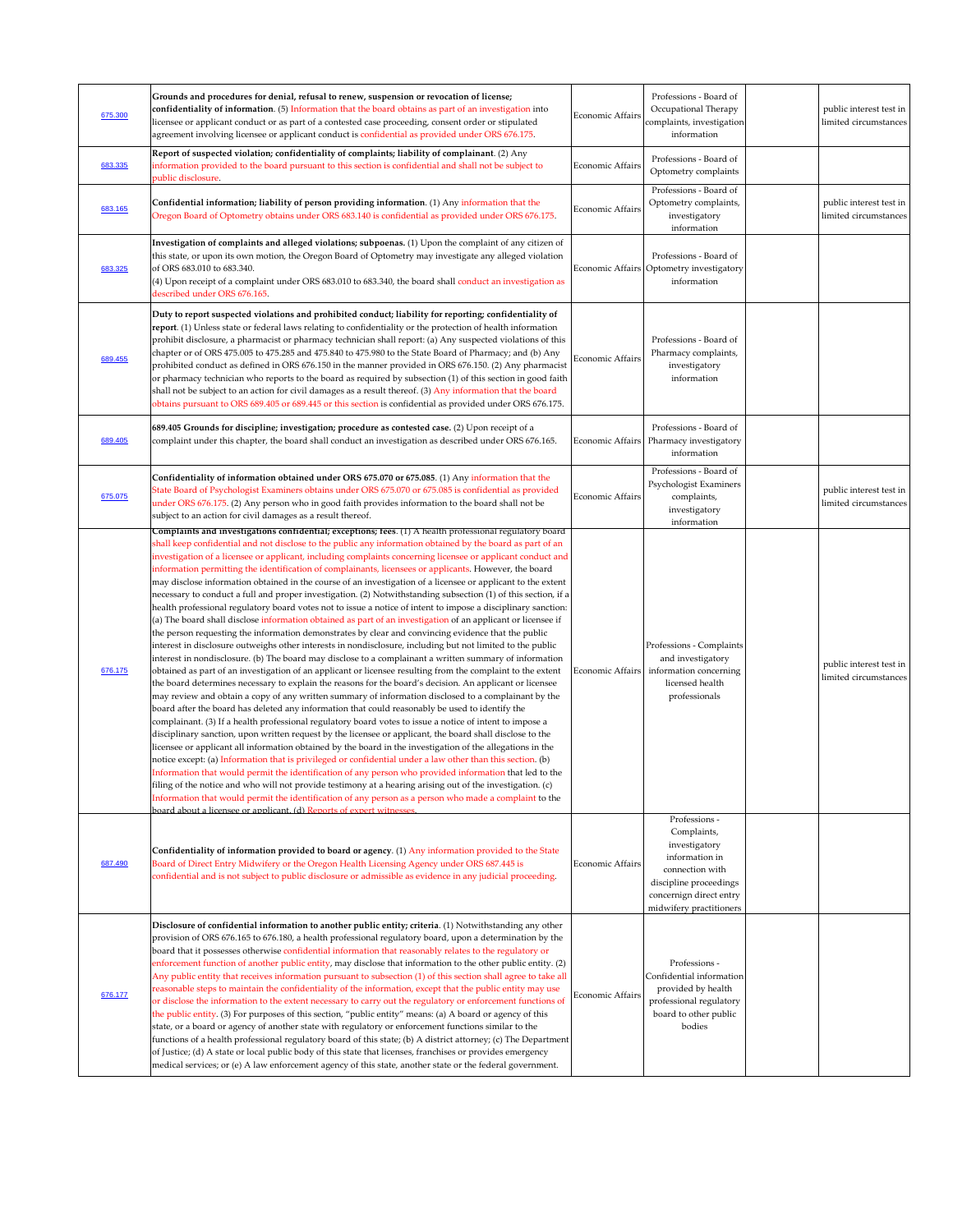| | | | | | |
|---|---|---|---|---|---|
| 675.300 | **Grounds and procedures for denial, refusal to renew, suspension or revocation of license; confidentiality of information**. (5) Information that the board obtains as part of an investigation into licensee or applicant conduct or as part of a contested case proceeding, consent order or stipulated agreement involving licensee or applicant conduct is confidential as provided under ORS 676.175. | Economic Affairs | Professions - Board of Occupational Therapy complaints, investigation information | | public interest test in limited circumstances |
| 683.335 | **Report of suspected violation; confidentiality of complaints; liability of complainant**. (2) Any information provided to the board pursuant to this section is confidential and shall not be subject to public disclosure. | Economic Affairs | Professions - Board of Optometry complaints | | |
| 683.165 | **Confidential information; liability of person providing information**. (1) Any information that the Oregon Board of Optometry obtains under ORS 683.140 is confidential as provided under ORS 676.175. | Economic Affairs | Professions - Board of Optometry complaints, investigatory information | | public interest test in limited circumstances |
| 683.325 | **Investigation of complaints and alleged violations; subpoenas.** (1) Upon the complaint of any citizen of this state, or upon its own motion, the Oregon Board of Optometry may investigate any alleged violation of ORS 683.010 to 683.340.<br>(4) Upon receipt of a complaint under ORS 683.010 to 683.340, the board shall conduct an investigation as described under ORS 676.165. | Economic Affairs | Professions - Board of Optometry investigatory information | | |
| 689.455 | **Duty to report suspected violations and prohibited conduct; liability for reporting; confidentiality of report**. (1) Unless state or federal laws relating to confidentiality or the protection of health information prohibit disclosure, a pharmacist or pharmacy technician shall report: (a) Any suspected violations of this chapter or of ORS 475.005 to 475.285 and 475.840 to 475.980 to the State Board of Pharmacy; and (b) Any prohibited conduct as defined in ORS 676.150 in the manner provided in ORS 676.150. (2) Any pharmacist or pharmacy technician who reports to the board as required by subsection (1) of this section in good faith shall not be subject to an action for civil damages as a result thereof. (3) Any information that the board obtains pursuant to ORS 689.405 or 689.445 or this section is confidential as provided under ORS 676.175. | Economic Affairs | Professions - Board of Pharmacy complaints, investigatory information | | |
| 689.405 | **689.405 Grounds for discipline; investigation; procedure as contested case.** (2) Upon receipt of a complaint under this chapter, the board shall conduct an investigation as described under ORS 676.165. | Economic Affairs | Professions - Board of Pharmacy investigatory information | | |
| 675.075 | **Confidentiality of information obtained under ORS 675.070 or 675.085**. (1) Any information that the State Board of Psychologist Examiners obtains under ORS 675.070 or 675.085 is confidential as provided under ORS 676.175. (2) Any person who in good faith provides information to the board shall not be subject to an action for civil damages as a result thereof. | Economic Affairs | Professions - Board of Psychologist Examiners complaints, investigatory information | | public interest test in limited circumstances |
| 676.175 | **Complaints and investigations confidential; exceptions; fees**. (1) A health professional regulatory board shall keep confidential and not disclose to the public any information obtained by the board as part of an investigation of a licensee or applicant, including complaints concerning licensee or applicant conduct and information permitting the identification of complainants, licensees or applicants. However, the board may disclose information obtained in the course of an investigation of a licensee or applicant to the extent necessary to conduct a full and proper investigation. (2) Notwithstanding subsection (1) of this section, if a health professional regulatory board votes not to issue a notice of intent to impose a disciplinary sanction: (a) The board shall disclose information obtained as part of an investigation of an applicant or licensee if the person requesting the information demonstrates by clear and convincing evidence that the public interest in disclosure outweighs other interests in nondisclosure, including but not limited to the public interest in nondisclosure. (b) The board may disclose to a complainant a written summary of information obtained as part of an investigation of an applicant or licensee resulting from the complaint to the extent the board determines necessary to explain the reasons for the board's decision. An applicant or licensee may review and obtain a copy of any written summary of information disclosed to a complainant by the board after the board has deleted any information that could reasonably be used to identify the complainant. (3) If a health professional regulatory board votes to issue a notice of intent to impose a disciplinary sanction, upon written request by the licensee or applicant, the board shall disclose to the licensee or applicant all information obtained by the board in the investigation of the allegations in the notice except: (a) Information that is privileged or confidential under a law other than this section. (b) Information that would permit the identification of any person who provided information that led to the filing of the notice and who will not provide testimony at a hearing arising out of the investigation. (c) Information that would permit the identification of any person as a person who made a complaint to the board about a licensee or applicant. (d) Reports of expert witnesses. | Economic Affairs | Professions - Complaints and investigatory information concerning licensed health professionals | | public interest test in limited circumstances |
| 687.490 | **Confidentiality of information provided to board or agency**. (1) Any information provided to the State Board of Direct Entry Midwifery or the Oregon Health Licensing Agency under ORS 687.445 is confidential and is not subject to public disclosure or admissible as evidence in any judicial proceeding. | Economic Affairs | Professions - Complaints, investigatory information in connection with discipline proceedings concernign direct entry midwifery practitioners | | |
| 676.177 | **Disclosure of confidential information to another public entity; criteria**. (1) Notwithstanding any other provision of ORS 676.165 to 676.180, a health professional regulatory board, upon a determination by the board that it possesses otherwise confidential information that reasonably relates to the regulatory or enforcement function of another public entity, may disclose that information to the other public entity. (2) Any public entity that receives information pursuant to subsection (1) of this section shall agree to take all reasonable steps to maintain the confidentiality of the information, except that the public entity may use or disclose the information to the extent necessary to carry out the regulatory or enforcement functions of the public entity. (3) For purposes of this section, "public entity" means: (a) A board or agency of this state, or a board or agency of another state with regulatory or enforcement functions similar to the functions of a health professional regulatory board of this state; (b) A district attorney; (c) The Department of Justice; (d) A state or local public body of this state that licenses, franchises or provides emergency medical services; or (e) A law enforcement agency of this state, another state or the federal government. | Economic Affairs | Professions - Confidential information provided by health professional regulatory board to other public bodies | | |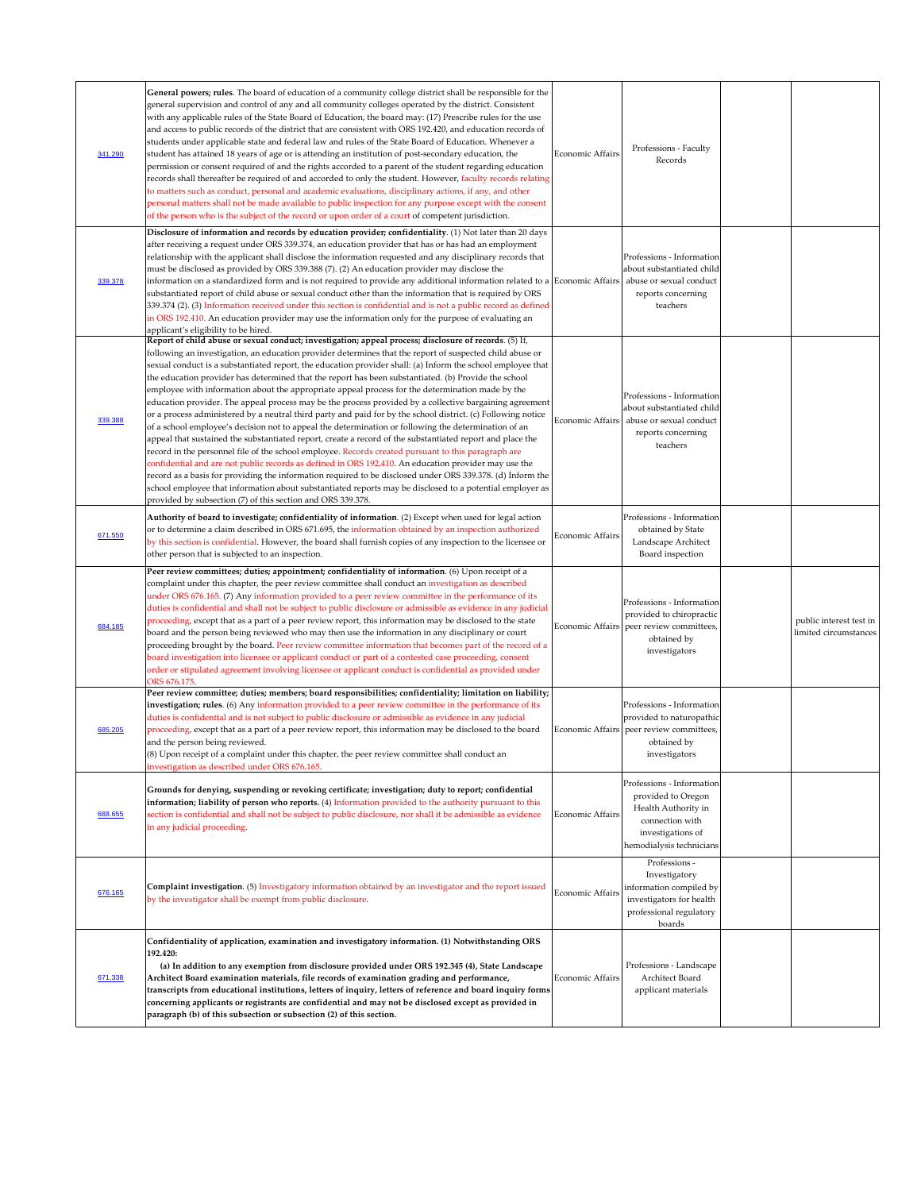| | | | | | |
|---|---|---|---|---|---|
| 341.290 | **General powers; rules**. The board of education of a community college district shall be responsible for the general supervision and control of any and all community colleges operated by the district. Consistent with any applicable rules of the State Board of Education, the board may: (17) Prescribe rules for the use and access to public records of the district that are consistent with ORS 192.420, and education records of students under applicable state and federal law and rules of the State Board of Education. Whenever a student has attained 18 years of age or is attending an institution of post-secondary education, the permission or consent required of and the rights accorded to a parent of the student regarding education records shall thereafter be required of and accorded to only the student. However, faculty records relating to matters such as conduct, personal and academic evaluations, disciplinary actions, if any, and other personal matters shall not be made available to public inspection for any purpose except with the consent of the person who is the subject of the record or upon order of a court of competent jurisdiction. | Economic Affairs | Professions - Faculty Records | | |
| 339.378 | **Disclosure of information and records by education provider; confidentiality**. (1) Not later than 20 days after receiving a request under ORS 339.374, an education provider that has or has had an employment relationship with the applicant shall disclose the information requested and any disciplinary records that must be disclosed as provided by ORS 339.388 (7). (2) An education provider may disclose the information on a standardized form and is not required to provide any additional information related to a substantiated report of child abuse or sexual conduct other than the information that is required by ORS 339.374 (2). (3) Information received under this section is confidential and is not a public record as defined in ORS 192.410. An education provider may use the information only for the purpose of evaluating an applicant's eligibility to be hired. | Economic Affairs | Professions - Information about substantiated child abuse or sexual conduct reports concerning teachers | | |
| 339.388 | **Report of child abuse or sexual conduct; investigation; appeal process; disclosure of records**. (5) If, following an investigation, an education provider determines that the report of suspected child abuse or sexual conduct is a substantiated report, the education provider shall: (a) Inform the school employee that the education provider has determined that the report has been substantiated. (b) Provide the school employee with information about the appropriate appeal process for the determination made by the education provider. The appeal process may be the process provided by a collective bargaining agreement or a process administered by a neutral third party and paid for by the school district. (c) Following notice of a school employee's decision not to appeal the determination or following the determination of an appeal that sustained the substantiated report, create a record of the substantiated report and place the record in the personnel file of the school employee. Records created pursuant to this paragraph are confidential and are not public records as defined in ORS 192.410. An education provider may use the record as a basis for providing the information required to be disclosed under ORS 339.378. (d) Inform the school employee that information about substantiated reports may be disclosed to a potential employer as provided by subsection (7) of this section and ORS 339.378. | Economic Affairs | Professions - Information about substantiated child abuse or sexual conduct reports concerning teachers | | |
| 671.550 | **Authority of board to investigate; confidentiality of information**. (2) Except when used for legal action or to determine a claim described in ORS 671.695, the information obtained by an inspection authorized by this section is confidential. However, the board shall furnish copies of any inspection to the licensee or other person that is subjected to an inspection. | Economic Affairs | Professions - Information obtained by State Landscape Architect Board inspection | | |
| 684.185 | **Peer review committees; duties; appointment; confidentiality of information**. (6) Upon receipt of a complaint under this chapter, the peer review committee shall conduct an investigation as described under ORS 676.165. (7) Any information provided to a peer review committee in the performance of its duties is confidential and shall not be subject to public disclosure or admissible as evidence in any judicial proceeding, except that as a part of a peer review report, this information may be disclosed to the state board and the person being reviewed who may then use the information in any disciplinary or court proceeding brought by the board. Peer review committee information that becomes part of the record of a board investigation into licensee or applicant conduct or part of a contested case proceeding, consent order or stipulated agreement involving licensee or applicant conduct is confidential as provided under ORS 676.175. | Economic Affairs | Professions - Information provided to chiropractic peer review committees, obtained by investigators | | public interest test in limited circumstances |
| 685.205 | **Peer review committee; duties; members; board responsibilities; confidentiality; limitation on liability; investigation; rules**. (6) Any information provided to a peer review committee in the performance of its duties is confidential and is not subject to public disclosure or admissible as evidence in any judicial proceeding, except that as a part of a peer review report, this information may be disclosed to the board and the person being reviewed.<br>(8) Upon receipt of a complaint under this chapter, the peer review committee shall conduct an investigation as described under ORS 676.165. | Economic Affairs | Professions - Information provided to naturopathic peer review committees, obtained by investigators | | |
| 688.655 | **Grounds for denying, suspending or revoking certificate; investigation; duty to report; confidential information; liability of person who reports.** (4) Information provided to the authority pursuant to this section is confidential and shall not be subject to public disclosure, nor shall it be admissible as evidence in any judicial proceeding. | Economic Affairs | Professions - Information provided to Oregon Health Authority in connection with investigations of hemodialysis technicians | | |
| 676.165 | **Complaint investigation**. (5) Investigatory information obtained by an investigator and the report issued by the investigator shall be exempt from public disclosure. | Economic Affairs | Professions - Investigatory information compiled by investigators for health professional regulatory boards | | |
| 671.338 | **Confidentiality of application, examination and investigatory information. (1) Notwithstanding ORS 192.420:**<br>**(a) In addition to any exemption from disclosure provided under ORS 192.345 (4), State Landscape Architect Board examination materials, file records of examination grading and performance, transcripts from educational institutions, letters of inquiry, letters of reference and board inquiry forms concerning applicants or registrants are confidential and may not be disclosed except as provided in paragraph (b) of this subsection or subsection (2) of this section.** | Economic Affairs | Professions - Landscape Architect Board applicant materials | | |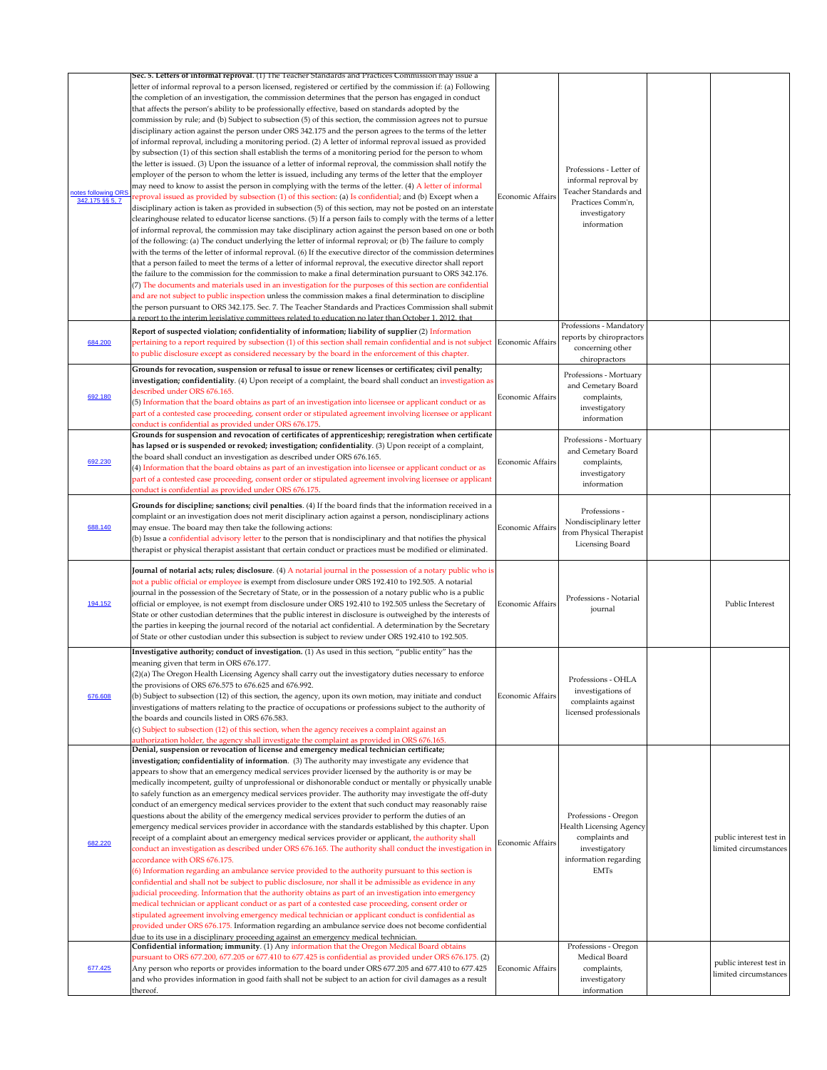| | | | | | |
|---|---|---|---|---|---|
| notes following ORS 342.175 §§ 5, 7 | **Sec. 5. Letters of informal reproval**. (1) The Teacher Standards and Practices Commission may issue a letter of informal reproval to a person licensed, registered or certified by the commission if: (a) Following the completion of an investigation, the commission determines that the person has engaged in conduct that affects the person's ability to be professionally effective, based on standards adopted by the commission by rule; and (b) Subject to subsection (5) of this section, the commission agrees not to pursue disciplinary action against the person under ORS 342.175 and the person agrees to the terms of the letter of informal reproval, including a monitoring period. (2) A letter of informal reproval issued as provided by subsection (1) of this section shall establish the terms of a monitoring period for the person to whom the letter is issued. (3) Upon the issuance of a letter of informal reproval, the commission shall notify the employer of the person to whom the letter is issued, including any terms of the letter that the employer may need to know to assist the person in complying with the terms of the letter. (4) A letter of informal reproval issued as provided by subsection (1) of this section: (a) Is confidential; and (b) Except when a disciplinary action is taken as provided in subsection (5) of this section, may not be posted on an interstate clearinghouse related to educator license sanctions. (5) If a person fails to comply with the terms of a letter of informal reproval, the commission may take disciplinary action against the person based on one or both of the following: (a) The conduct underlying the letter of informal reproval; or (b) The failure to comply with the terms of the letter of informal reproval. (6) If the executive director of the commission determines that a person failed to meet the terms of a letter of informal reproval, the executive director shall report the failure to the commission for the commission to make a final determination pursuant to ORS 342.176. (7) The documents and materials used in an investigation for the purposes of this section are confidential and are not subject to public inspection unless the commission makes a final determination to discipline the person pursuant to ORS 342.175. Sec. 7. The Teacher Standards and Practices Commission shall submit a report to the interim legislative committees related to education no later than October 1, 2012, that | Economic Affairs | Professions - Letter of informal reproval by Teacher Standards and Practices Comm'n, investigatory information | | |
| 684.200 | **Report of suspected violation; confidentiality of information; liability of supplier** (2) Information pertaining to a report required by subsection (1) of this section shall remain confidential and is not subject to public disclosure except as considered necessary by the board in the enforcement of this chapter. | Economic Affairs | Professions - Mandatory reports by chiropractors concerning other chiropractors | | |
| 692.180 | **Grounds for revocation, suspension or refusal to issue or renew licenses or certificates; civil penalty; investigation; confidentiality**. (4) Upon receipt of a complaint, the board shall conduct an investigation as described under ORS 676.165.<br>(5) Information that the board obtains as part of an investigation into licensee or applicant conduct or as part of a contested case proceeding, consent order or stipulated agreement involving licensee or applicant conduct is confidential as provided under ORS 676.175. | Economic Affairs | Professions - Mortuary and Cemetary Board complaints, investigatory information | | |
| 692.230 | **Grounds for suspension and revocation of certificates of apprenticeship; reregistration when certificate has lapsed or is suspended or revoked; investigation; confidentiality**. (3) Upon receipt of a complaint, the board shall conduct an investigation as described under ORS 676.165.<br>(4) Information that the board obtains as part of an investigation into licensee or applicant conduct or as part of a contested case proceeding, consent order or stipulated agreement involving licensee or applicant conduct is confidential as provided under ORS 676.175. | Economic Affairs | Professions - Mortuary and Cemetary Board complaints, investigatory information | | |
| 688.140 | **Grounds for discipline; sanctions; civil penalties**. (4) If the board finds that the information received in a complaint or an investigation does not merit disciplinary action against a person, nondisciplinary actions may ensue. The board may then take the following actions:<br>(b) Issue a confidential advisory letter to the person that is nondisciplinary and that notifies the physical therapist or physical therapist assistant that certain conduct or practices must be modified or eliminated. | Economic Affairs | Professions - Nondisciplinary letter from Physical Therapist Licensing Board | | |
| 194.152 | **Journal of notarial acts; rules; disclosure**. (4) A notarial journal in the possession of a notary public who is not a public official or employee is exempt from disclosure under ORS 192.410 to 192.505. A notarial journal in the possession of the Secretary of State, or in the possession of a notary public who is a public official or employee, is not exempt from disclosure under ORS 192.410 to 192.505 unless the Secretary of State or other custodian determines that the public interest in disclosure is outweighed by the interests of the parties in keeping the journal record of the notarial act confidential. A determination by the Secretary of State or other custodian under this subsection is subject to review under ORS 192.410 to 192.505. | Economic Affairs | Professions - Notarial journal | | Public Interest |
| 676.608 | **Investigative authority; conduct of investigation.** (1) As used in this section, "public entity" has the meaning given that term in ORS 676.177.<br>(2)(a) The Oregon Health Licensing Agency shall carry out the investigatory duties necessary to enforce the provisions of ORS 676.575 to 676.625 and 676.992.<br>(b) Subject to subsection (12) of this section, the agency, upon its own motion, may initiate and conduct investigations of matters relating to the practice of occupations or professions subject to the authority of the boards and councils listed in ORS 676.583.<br>(c) Subject to subsection (12) of this section, when the agency receives a complaint against an authorization holder, the agency shall investigate the complaint as provided in ORS 676.165. | Economic Affairs | Professions - OHLA investigations of complaints against licensed professionals | | |
| 682.220 | **Denial, suspension or revocation of license and emergency medical technician certificate; investigation; confidentiality of information**. (3) The authority may investigate any evidence that appears to show that an emergency medical services provider licensed by the authority is or may be medically incompetent, guilty of unprofessional or dishonorable conduct or mentally or physically unable to safely function as an emergency medical services provider. The authority may investigate the off-duty conduct of an emergency medical services provider to the extent that such conduct may reasonably raise questions about the ability of the emergency medical services provider to perform the duties of an emergency medical services provider in accordance with the standards established by this chapter. Upon receipt of a complaint about an emergency medical services provider or applicant, the authority shall conduct an investigation as described under ORS 676.165. The authority shall conduct the investigation in accordance with ORS 676.175.<br>(6) Information regarding an ambulance service provided to the authority pursuant to this section is confidential and shall not be subject to public disclosure, nor shall it be admissible as evidence in any judicial proceeding. Information that the authority obtains as part of an investigation into emergency medical technician or applicant conduct or as part of a contested case proceeding, consent order or stipulated agreement involving emergency medical technician or applicant conduct is confidential as provided under ORS 676.175. Information regarding an ambulance service does not become confidential due to its use in a disciplinary proceeding against an emergency medical technician. | Economic Affairs | Professions - Oregon Health Licensing Agency complaints and investigatory information regarding EMTs | | public interest test in limited circumstances |
| 677.425 | **Confidential information; immunity**. (1) Any information that the Oregon Medical Board obtains pursuant to ORS 677.200, 677.205 or 677.410 to 677.425 is confidential as provided under ORS 676.175. (2) Any person who reports or provides information to the board under ORS 677.205 and 677.410 to 677.425 and who provides information in good faith shall not be subject to an action for civil damages as a result thereof. | Economic Affairs | Professions - Oregon Medical Board complaints, investigatory information | | public interest test in limited circumstances |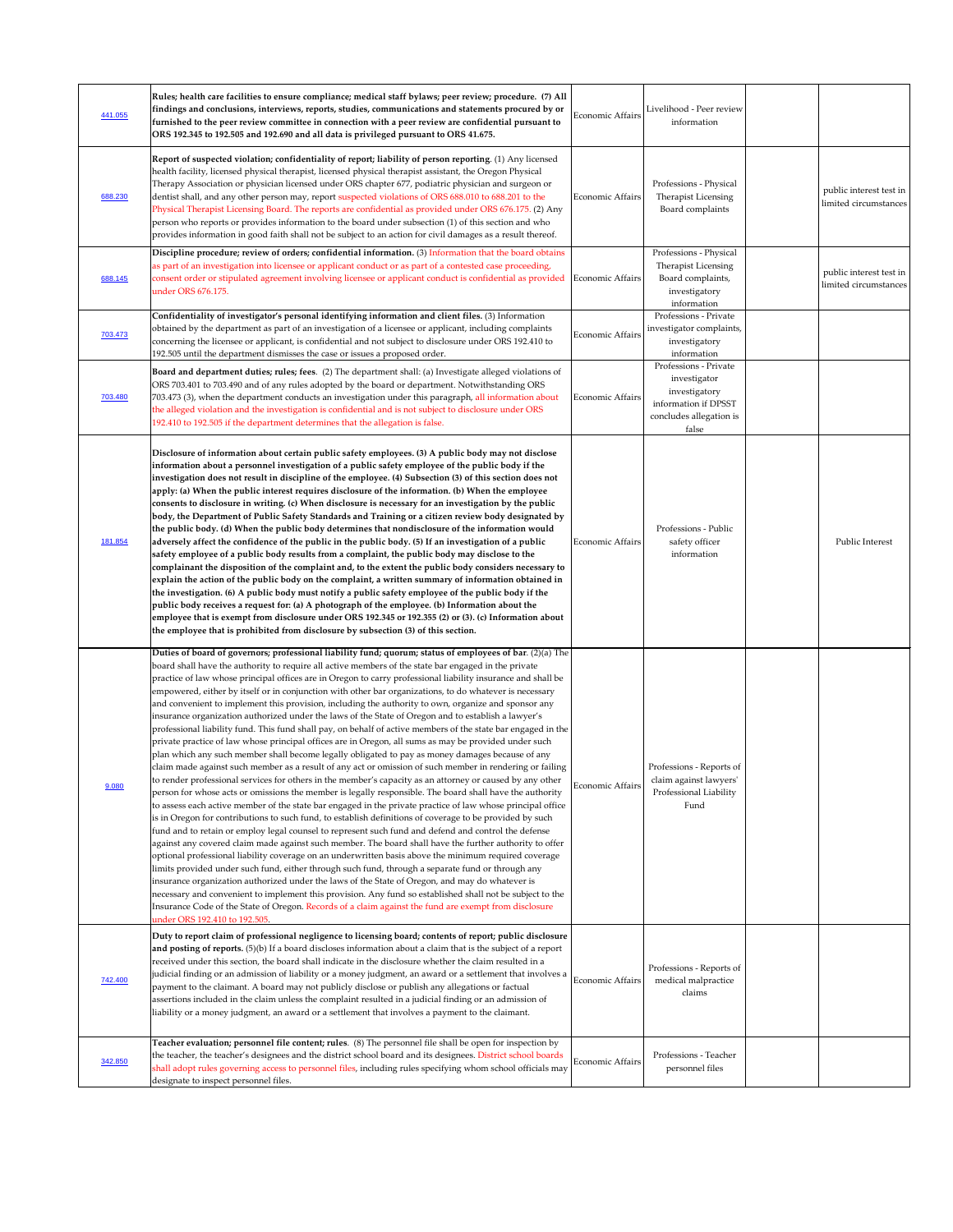| | | | | | |
|---|---|---|---|---|---|
| 441.055 | **Rules; health care facilities to ensure compliance; medical staff bylaws; peer review; procedure. (7) All findings and conclusions, interviews, reports, studies, communications and statements procured by or furnished to the peer review committee in connection with a peer review are confidential pursuant to ORS 192.345 to 192.505 and 192.690 and all data is privileged pursuant to ORS 41.675.** | Economic Affairs | Livelihood - Peer review information | | |
| 688.230 | **Report of suspected violation; confidentiality of report; liability of person reporting**. (1) Any licensed health facility, licensed physical therapist, licensed physical therapist assistant, the Oregon Physical Therapy Association or physician licensed under ORS chapter 677, podiatric physician and surgeon or dentist shall, and any other person may, report suspected violations of ORS 688.010 to 688.201 to the Physical Therapist Licensing Board. The reports are confidential as provided under ORS 676.175. (2) Any person who reports or provides information to the board under subsection (1) of this section and who provides information in good faith shall not be subject to an action for civil damages as a result thereof. | Economic Affairs | Professions - Physical Therapist Licensing Board complaints | | public interest test in limited circumstances |
| 688.145 | **Discipline procedure; review of orders; confidential information.** (3) Information that the board obtains as part of an investigation into licensee or applicant conduct or as part of a contested case proceeding, consent order or stipulated agreement involving licensee or applicant conduct is confidential as provided under ORS 676.175. | Economic Affairs | Professions - Physical Therapist Licensing Board complaints, investigatory information | | public interest test in limited circumstances |
| 703.473 | **Confidentiality of investigator's personal identifying information and client files.** (3) Information obtained by the department as part of an investigation of a licensee or applicant, including complaints concerning the licensee or applicant, is confidential and not subject to disclosure under ORS 192.410 to 192.505 until the department dismisses the case or issues a proposed order. | Economic Affairs | Professions - Private investigator complaints, investigatory information | | |
| 703.480 | **Board and department duties; rules; fees**. (2) The department shall: (a) Investigate alleged violations of ORS 703.401 to 703.490 and of any rules adopted by the board or department. Notwithstanding ORS 703.473 (3), when the department conducts an investigation under this paragraph, all information about the alleged violation and the investigation is confidential and is not subject to disclosure under ORS 192.410 to 192.505 if the department determines that the allegation is false. | Economic Affairs | Professions - Private investigator investigatory information if DPSST concludes allegation is false | | |
| 181.854 | **Disclosure of information about certain public safety employees. (3) A public body may not disclose information about a personnel investigation of a public safety employee of the public body if the investigation does not result in discipline of the employee. (4) Subsection (3) of this section does not apply: (a) When the public interest requires disclosure of the information. (b) When the employee consents to disclosure in writing. (c) When disclosure is necessary for an investigation by the public body, the Department of Public Safety Standards and Training or a citizen review body designated by the public body. (d) When the public body determines that nondisclosure of the information would adversely affect the confidence of the public in the public body. (5) If an investigation of a public safety employee of a public body results from a complaint, the public body may disclose to the complainant the disposition of the complaint and, to the extent the public body considers necessary to explain the action of the public body on the complaint, a written summary of information obtained in the investigation. (6) A public body must notify a public safety employee of the public body if the public body receives a request for: (a) A photograph of the employee. (b) Information about the employee that is exempt from disclosure under ORS 192.345 or 192.355 (2) or (3). (c) Information about the employee that is prohibited from disclosure by subsection (3) of this section.** | Economic Affairs | Professions - Public safety officer information | | Public Interest |
| 9.080 | **Duties of board of governors; professional liability fund; quorum; status of employees of bar**. (2)(a) The board shall have the authority to require all active members of the state bar engaged in the private practice of law whose principal offices are in Oregon to carry professional liability insurance and shall be empowered, either by itself or in conjunction with other bar organizations, to do whatever is necessary and convenient to implement this provision, including the authority to own, organize and sponsor any insurance organization authorized under the laws of the State of Oregon and to establish a lawyer's professional liability fund. This fund shall pay, on behalf of active members of the state bar engaged in the private practice of law whose principal offices are in Oregon, all sums as may be provided under such plan which any such member shall become legally obligated to pay as money damages because of any claim made against such member as a result of any act or omission of such member in rendering or failing to render professional services for others in the member's capacity as an attorney or caused by any other person for whose acts or omissions the member is legally responsible. The board shall have the authority to assess each active member of the state bar engaged in the private practice of law whose principal office is in Oregon for contributions to such fund, to establish definitions of coverage to be provided by such fund and to retain or employ legal counsel to represent such fund and defend and control the defense against any covered claim made against such member. The board shall have the further authority to offer optional professional liability coverage on an underwritten basis above the minimum required coverage limits provided under such fund, either through such fund, through a separate fund or through any insurance organization authorized under the laws of the State of Oregon, and may do whatever is necessary and convenient to implement this provision. Any fund so established shall not be subject to the Insurance Code of the State of Oregon. Records of a claim against the fund are exempt from disclosure under ORS 192.410 to 192.505. | Economic Affairs | Professions - Reports of claim against lawyers' Professional Liability Fund | | |
| 742.400 | **Duty to report claim of professional negligence to licensing board; contents of report; public disclosure and posting of reports.** (5)(b) If a board discloses information about a claim that is the subject of a report received under this section, the board shall indicate in the disclosure whether the claim resulted in a judicial finding or an admission of liability or a money judgment, an award or a settlement that involves a payment to the claimant. A board may not publicly disclose or publish any allegations or factual assertions included in the claim unless the complaint resulted in a judicial finding or an admission of liability or a money judgment, an award or a settlement that involves a payment to the claimant. | Economic Affairs | Professions - Reports of medical malpractice claims | | |
| 342.850 | **Teacher evaluation; personnel file content; rules**. (8) The personnel file shall be open for inspection by the teacher, the teacher's designees and the district school board and its designees. District school boards shall adopt rules governing access to personnel files, including rules specifying whom school officials may designate to inspect personnel files. | Economic Affairs | Professions - Teacher personnel files | | |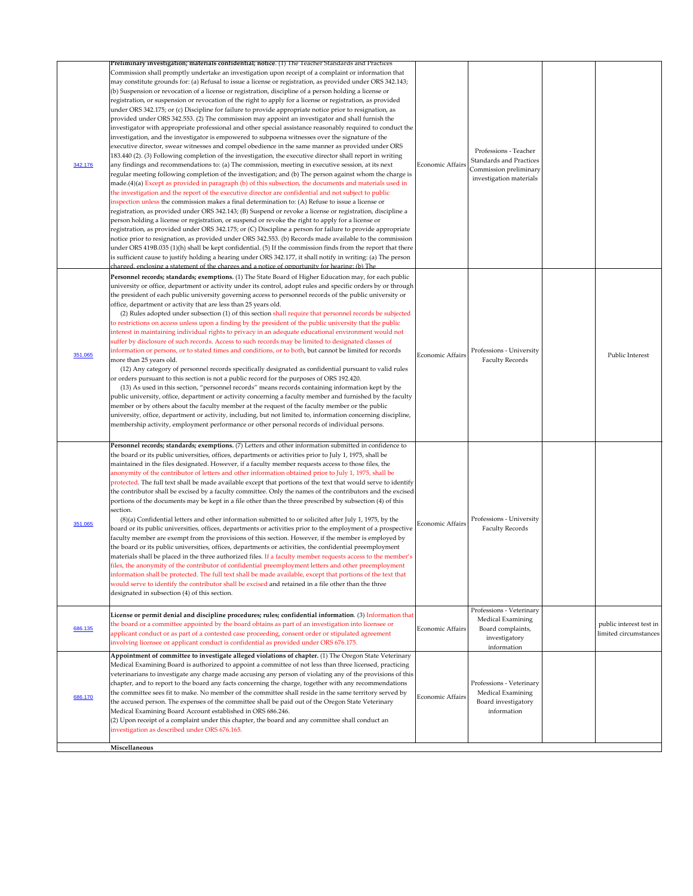| | | | | | |
|---|---|---|---|---|---|
| 342.176 | **Preliminary investigation; materials confidential; notice.** (1) The Teacher Standards and Practices Commission shall promptly undertake an investigation upon receipt of a complaint or information that may constitute grounds for: (a) Refusal to issue a license or registration, as provided under ORS 342.143; (b) Suspension or revocation of a license or registration, discipline of a person holding a license or registration, or suspension or revocation of the right to apply for a license or registration, as provided under ORS 342.175; or (c) Discipline for failure to provide appropriate notice prior to resignation, as provided under ORS 342.553. (2) The commission may appoint an investigator and shall furnish the investigator with appropriate professional and other special assistance reasonably required to conduct the investigation, and the investigator is empowered to subpoena witnesses over the signature of the executive director, swear witnesses and compel obedience in the same manner as provided under ORS 183.440 (2). (3) Following completion of the investigation, the executive director shall report in writing any findings and recommendations to: (a) The commission, meeting in executive session, at its next regular meeting following completion of the investigation; and (b) The person against whom the charge is made.(4)(a) Except as provided in paragraph (b) of this subsection, the documents and materials used in the investigation and the report of the executive director are confidential and not subject to public inspection unless the commission makes a final determination to: (A) Refuse to issue a license or registration, as provided under ORS 342.143; (B) Suspend or revoke a license or registration, discipline a person holding a license or registration, or suspend or revoke the right to apply for a license or registration, as provided under ORS 342.175; or (C) Discipline a person for failure to provide appropriate notice prior to resignation, as provided under ORS 342.553. (b) Records made available to the commission under ORS 419B.035 (1)(h) shall be kept confidential. (5) If the commission finds from the report that there is sufficient cause to justify holding a hearing under ORS 342.177, it shall notify in writing: (a) The person charged, enclosing a statement of the charges and a notice of opportunity for hearing; (b) The | Economic Affairs | Professions - Teacher Standards and Practices Commission preliminary investigation materials | | |
| 351.065 | **Personnel records; standards; exemptions.** (1) The State Board of Higher Education may, for each public university or office, department or activity under its control, adopt rules and specific orders by or through the president of each public university governing access to personnel records of the public university or office, department or activity that are less than 25 years old.<br>(2) Rules adopted under subsection (1) of this section shall require that personnel records be subjected to restrictions on access unless upon a finding by the president of the public university that the public interest in maintaining individual rights to privacy in an adequate educational environment would not suffer by disclosure of such records. Access to such records may be limited to designated classes of information or persons, or to stated times and conditions, or to both, but cannot be limited for records more than 25 years old.<br>(12) Any category of personnel records specifically designated as confidential pursuant to valid rules or orders pursuant to this section is not a public record for the purposes of ORS 192.420.<br>(13) As used in this section, "personnel records" means records containing information kept by the public university, office, department or activity concerning a faculty member and furnished by the faculty member or by others about the faculty member at the request of the faculty member or the public university, office, department or activity, including, but not limited to, information concerning discipline, membership activity, employment performance or other personal records of individual persons. | Economic Affairs | Professions - University Faculty Records | | Public Interest |
| 351.065 | **Personnel records; standards; exemptions.** (7) Letters and other information submitted in confidence to the board or its public universities, offices, departments or activities prior to July 1, 1975, shall be maintained in the files designated. However, if a faculty member requests access to those files, the anonymity of the contributor of letters and other information obtained prior to July 1, 1975, shall be protected. The full text shall be made available except that portions of the text that would serve to identify the contributor shall be excised by a faculty committee. Only the names of the contributors and the excised portions of the documents may be kept in a file other than the three prescribed by subsection (4) of this section.<br>(8)(a) Confidential letters and other information submitted to or solicited after July 1, 1975, by the board or its public universities, offices, departments or activities prior to the employment of a prospective faculty member are exempt from the provisions of this section. However, if the member is employed by the board or its public universities, offices, departments or activities, the confidential preemployment materials shall be placed in the three authorized files. If a faculty member requests access to the member's files, the anonymity of the contributor of confidential preemployment letters and other preemployment information shall be protected. The full text shall be made available, except that portions of the text that would serve to identify the contributor shall be excised and retained in a file other than the three designated in subsection (4) of this section. | Economic Affairs | Professions - University Faculty Records | | |
| 686.135 | **License or permit denial and discipline procedures; rules; confidential information.** (3) Information that the board or a committee appointed by the board obtains as part of an investigation into licensee or applicant conduct or as part of a contested case proceeding, consent order or stipulated agreement involving licensee or applicant conduct is confidential as provided under ORS 676.175. | Economic Affairs | Professions - Veterinary Medical Examining Board complaints, investigatory information | | public interest test in limited circumstances |
| 686.170 | **Appointment of committee to investigate alleged violations of chapter.** (1) The Oregon State Veterinary Medical Examining Board is authorized to appoint a committee of not less than three licensed, practicing veterinarians to investigate any charge made accusing any person of violating any of the provisions of this chapter, and to report to the board any facts concerning the charge, together with any recommendations the committee sees fit to make. No member of the committee shall reside in the same territory served by the accused person. The expenses of the committee shall be paid out of the Oregon State Veterinary Medical Examining Board Account established in ORS 686.246.<br>(2) Upon receipt of a complaint under this chapter, the board and any committee shall conduct an investigation as described under ORS 676.165. | Economic Affairs | Professions - Veterinary Medical Examining Board investigatory information | | |
| | **Miscellaneous** | | | | |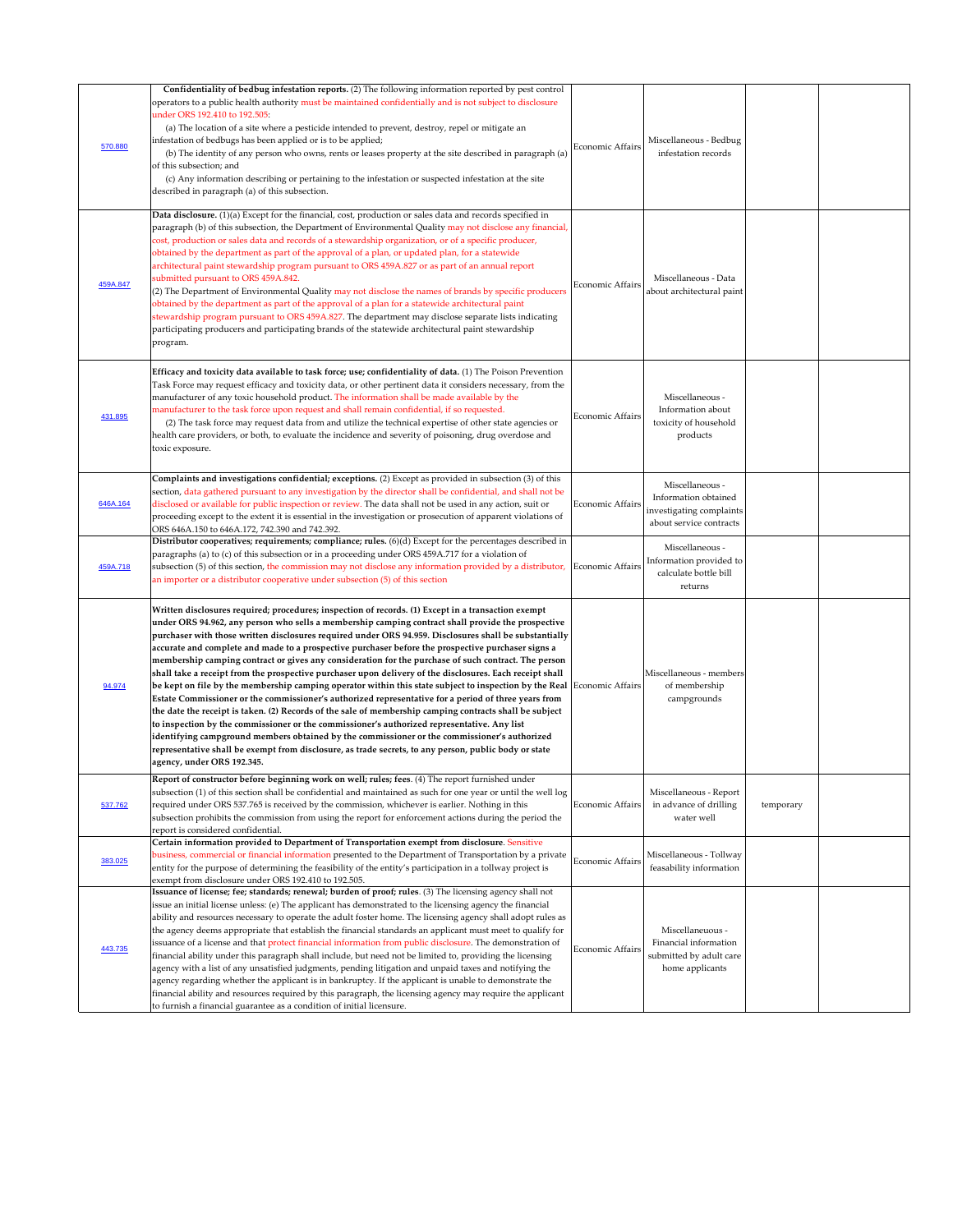| | | | | | |
|---|---|---|---|---|---|
| 570.880 | **Confidentiality of bedbug infestation reports.** (2) The following information reported by pest control operators to a public health authority must be maintained confidentially and is not subject to disclosure under ORS 192.410 to 192.505: (a) The location of a site where a pesticide intended to prevent, destroy, repel or mitigate an infestation of bedbugs has been applied or is to be applied; (b) The identity of any person who owns, rents or leases property at the site described in paragraph (a) of this subsection; and (c) Any information describing or pertaining to the infestation or suspected infestation at the site described in paragraph (a) of this subsection. | Economic Affairs | Miscellaneous - Bedbug infestation records | | |
| 459A.847 | **Data disclosure.** (1)(a) Except for the financial, cost, production or sales data and records specified in paragraph (b) of this subsection, the Department of Environmental Quality may not disclose any financial, cost, production or sales data and records of a stewardship organization, or of a specific producer, obtained by the department as part of the approval of a plan, or updated plan, for a statewide architectural paint stewardship program pursuant to ORS 459A.827 or as part of an annual report submitted pursuant to ORS 459A.842. (2) The Department of Environmental Quality may not disclose the names of brands by specific producers obtained by the department as part of the approval of a plan for a statewide architectural paint stewardship program pursuant to ORS 459A.827. The department may disclose separate lists indicating participating producers and participating brands of the statewide architectural paint stewardship program. | Economic Affairs | Miscellaneous - Data about architectural paint | | |
| 431.895 | **Efficacy and toxicity data available to task force; use; confidentiality of data.** (1) The Poison Prevention Task Force may request efficacy and toxicity data, or other pertinent data it considers necessary, from the manufacturer of any toxic household product. The information shall be made available by the manufacturer to the task force upon request and shall remain confidential, if so requested. (2) The task force may request data from and utilize the technical expertise of other state agencies or health care providers, or both, to evaluate the incidence and severity of poisoning, drug overdose and toxic exposure. | Economic Affairs | Miscellaneous - Information about toxicity of household products | | |
| 646A.164 | **Complaints and investigations confidential; exceptions.** (2) Except as provided in subsection (3) of this section, data gathered pursuant to any investigation by the director shall be confidential, and shall not be disclosed or available for public inspection or review. The data shall not be used in any action, suit or proceeding except to the extent it is essential in the investigation or prosecution of apparent violations of ORS 646A.150 to 646A.172, 742.390 and 742.392. | Economic Affairs | Miscellaneous - Information obtained investigating complaints about service contracts | | |
| 459A.718 | **Distributor cooperatives; requirements; compliance; rules.** (6)(d) Except for the percentages described in paragraphs (a) to (c) of this subsection or in a proceeding under ORS 459A.717 for a violation of subsection (5) of this section, the commission may not disclose any information provided by a distributor, an importer or a distributor cooperative under subsection (5) of this section | Economic Affairs | Miscellaneous - Information provided to calculate bottle bill returns | | |
| 94.974 | **Written disclosures required; procedures; inspection of records. (1) Except in a transaction exempt under ORS 94.962, any person who sells a membership camping contract shall provide the prospective purchaser with those written disclosures required under ORS 94.959. Disclosures shall be substantially accurate and complete and made to a prospective purchaser before the prospective purchaser signs a membership camping contract or gives any consideration for the purchase of such contract. The person shall take a receipt from the prospective purchaser upon delivery of the disclosures. Each receipt shall be kept on file by the membership camping operator within this state subject to inspection by the Real Estate Commissioner or the commissioner's authorized representative for a period of three years from the date the receipt is taken. (2) Records of the sale of membership camping contracts shall be subject to inspection by the commissioner or the commissioner's authorized representative. Any list identifying campground members obtained by the commissioner or the commissioner's authorized representative shall be exempt from disclosure, as trade secrets, to any person, public body or state agency, under ORS 192.345.** | Economic Affairs | Miscellaneous - members of membership campgrounds | | |
| 537.762 | **Report of constructor before beginning work on well; rules; fees.** (4) The report furnished under subsection (1) of this section shall be confidential and maintained as such for one year or until the well log required under ORS 537.765 is received by the commission, whichever is earlier. Nothing in this subsection prohibits the commission from using the report for enforcement actions during the period the report is considered confidential. | Economic Affairs | Miscellaneous - Report in advance of drilling water well | temporary | |
| 383.025 | **Certain information provided to Department of Transportation exempt from disclosure.** Sensitive business, commercial or financial information presented to the Department of Transportation by a private entity for the purpose of determining the feasibility of the entity's participation in a tollway project is exempt from disclosure under ORS 192.410 to 192.505. | Economic Affairs | Miscellaneous - Tollway feasability information | | |
| 443.735 | **Issuance of license; fee; standards; renewal; burden of proof; rules.** (3) The licensing agency shall not issue an initial license unless: (e) The applicant has demonstrated to the licensing agency the financial ability and resources necessary to operate the adult foster home. The licensing agency shall adopt rules as the agency deems appropriate that establish the financial standards an applicant must meet to qualify for issuance of a license and that protect financial information from public disclosure. The demonstration of financial ability under this paragraph shall include, but need not be limited to, providing the licensing agency with a list of any unsatisfied judgments, pending litigation and unpaid taxes and notifying the agency regarding whether the applicant is in bankruptcy. If the applicant is unable to demonstrate the financial ability and resources required by this paragraph, the licensing agency may require the applicant to furnish a financial guarantee as a condition of initial licensure. | Economic Affairs | Miscellaneuous - Financial information submitted by adult care home applicants | | |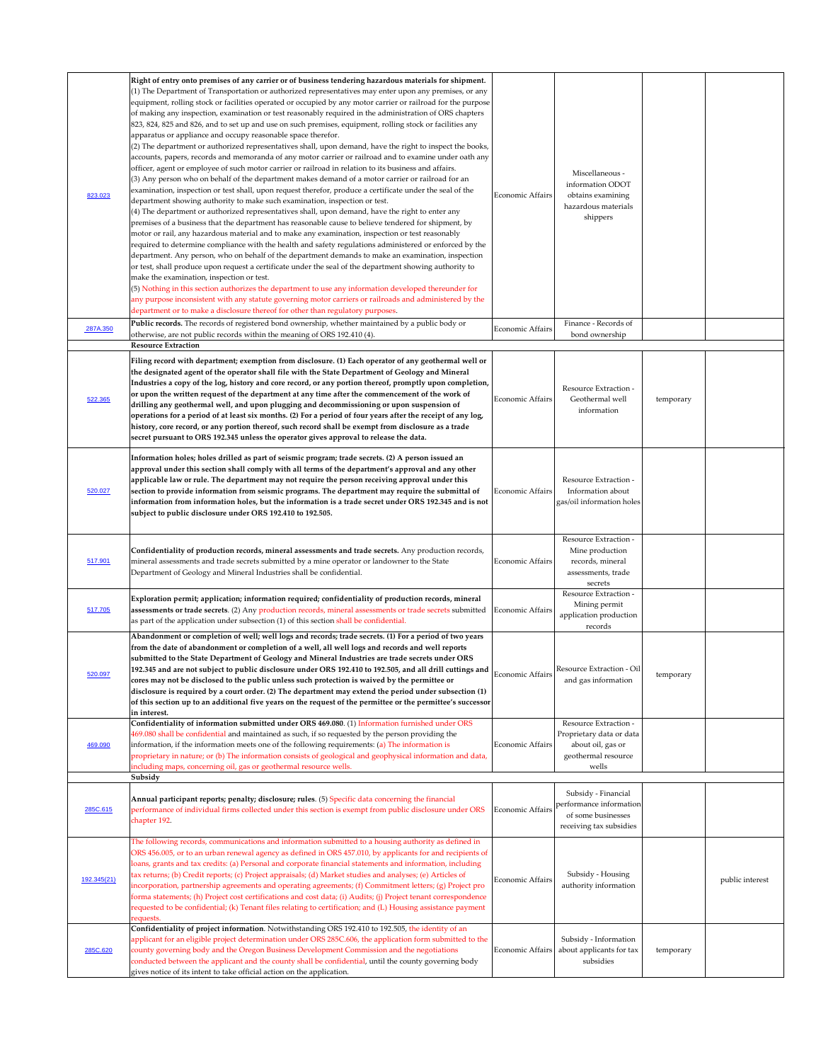| | | | | | |
|---|---|---|---|---|---|
| 823.023 | **Right of entry onto premises of any carrier or of business tendering hazardous materials for shipment.** (1) The Department of Transportation or authorized representatives may enter upon any premises, or any equipment, rolling stock or facilities operated or occupied by any motor carrier or railroad for the purpose of making any inspection, examination or test reasonably required in the administration of ORS chapters 823, 824, 825 and 826, and to set up and use on such premises, equipment, rolling stock or facilities any apparatus or appliance and occupy reasonable space therefor. (2) The department or authorized representatives shall, upon demand, have the right to inspect the books, accounts, papers, records and memoranda of any motor carrier or railroad and to examine under oath any officer, agent or employee of such motor carrier or railroad in relation to its business and affairs. (3) Any person who on behalf of the department makes demand of a motor carrier or railroad for an examination, inspection or test shall, upon request therefor, produce a certificate under the seal of the department showing authority to make such examination, inspection or test. (4) The department or authorized representatives shall, upon demand, have the right to enter any premises of a business that the department has reasonable cause to believe tendered for shipment, by motor or rail, any hazardous material and to make any examination, inspection or test reasonably required to determine compliance with the health and safety regulations administered or enforced by the department. Any person, who on behalf of the department demands to make an examination, inspection or test, shall produce upon request a certificate under the seal of the department showing authority to make the examination, inspection or test. (5) Nothing in this section authorizes the department to use any information developed thereunder for any purpose inconsistent with any statute governing motor carriers or railroads and administered by the department or to make a disclosure thereof for other than regulatory purposes. | Economic Affairs | Miscellaneous - information ODOT obtains examining hazardous materials shippers | | |
| 287A.350 | **Public records.** The records of registered bond ownership, whether maintained by a public body or otherwise, are not public records within the meaning of ORS 192.410 (4). | Economic Affairs | Finance - Records of bond ownership | | |
| | **Resource Extraction** | | | | |
| 522.365 | **Filing record with department; exemption from disclosure. (1) Each operator of any geothermal well or the designated agent of the operator shall file with the State Department of Geology and Mineral Industries a copy of the log, history and core record, or any portion thereof, promptly upon completion, or upon the written request of the department at any time after the commencement of the work of drilling any geothermal well, and upon plugging and decommissioning or upon suspension of operations for a period of at least six months. (2) For a period of four years after the receipt of any log, history, core record, or any portion thereof, such record shall be exempt from disclosure as a trade secret pursuant to ORS 192.345 unless the operator gives approval to release the data.** | Economic Affairs | Resource Extraction - Geothermal well information | temporary | |
| 520.027 | **Information holes; holes drilled as part of seismic program; trade secrets. (2) A person issued an approval under this section shall comply with all terms of the department's approval and any other applicable law or rule. The department may not require the person receiving approval under this section to provide information from seismic programs. The department may require the submittal of information from information holes, but the information is a trade secret under ORS 192.345 and is not subject to public disclosure under ORS 192.410 to 192.505.** | Economic Affairs | Resource Extraction - Information about gas/oil information holes | | |
| 517.901 | **Confidentiality of production records, mineral assessments and trade secrets.** Any production records, mineral assessments and trade secrets submitted by a mine operator or landowner to the State Department of Geology and Mineral Industries shall be confidential. | Economic Affairs | Resource Extraction - Mine production records, mineral assessments, trade secrets | | |
| 517.705 | **Exploration permit; application; information required; confidentiality of production records, mineral assessments or trade secrets**. (2) Any production records, mineral assessments or trade secrets submitted as part of the application under subsection (1) of this section shall be confidential. | Economic Affairs | Resource Extraction - Mining permit application production records | | |
| 520.097 | **Abandonment or completion of well; well logs and records; trade secrets. (1) For a period of two years from the date of abandonment or completion of a well, all well logs and records and well reports submitted to the State Department of Geology and Mineral Industries are trade secrets under ORS 192.345 and are not subject to public disclosure under ORS 192.410 to 192.505, and all drill cuttings and cores may not be disclosed to the public unless such protection is waived by the permittee or disclosure is required by a court order. (2) The department may extend the period under subsection (1) of this section up to an additional five years on the request of the permittee or the permittee's successor in interest.** | Economic Affairs | Resource Extraction - Oil and gas information | temporary | |
| 469.090 | **Confidentiality of information submitted under ORS 469.080**. (1) Information furnished under ORS 469.080 shall be confidential and maintained as such, if so requested by the person providing the information, if the information meets one of the following requirements: (a) The information is proprietary in nature; or (b) The information consists of geological and geophysical information and data, including maps, concerning oil, gas or geothermal resource wells. | Economic Affairs | Resource Extraction - Proprietary data or data about oil, gas or geothermal resource wells | | |
| | **Subsidy** | | | | |
| 285C.615 | **Annual participant reports; penalty; disclosure; rules**. (5) Specific data concerning the financial performance of individual firms collected under this section is exempt from public disclosure under ORS chapter 192. | Economic Affairs | Subsidy - Financial performance information of some businesses receiving tax subsidies | | |
| 192.345(21) | The following records, communications and information submitted to a housing authority as defined in ORS 456.005, or to an urban renewal agency as defined in ORS 457.010, by applicants for and recipients of loans, grants and tax credits: (a) Personal and corporate financial statements and information, including tax returns; (b) Credit reports; (c) Project appraisals; (d) Market studies and analyses; (e) Articles of incorporation, partnership agreements and operating agreements; (f) Commitment letters; (g) Project pro forma statements; (h) Project cost certifications and cost data; (i) Audits; (j) Project tenant correspondence requested to be confidential; (k) Tenant files relating to certification; and (L) Housing assistance payment requests. | Economic Affairs | Subsidy - Housing authority information | | public interest |
| 285C.620 | **Confidentiality of project information**. Notwithstanding ORS 192.410 to 192.505, the identity of an applicant for an eligible project determination under ORS 285C.606, the application form submitted to the county governing body and the Oregon Business Development Commission and the negotiations conducted between the applicant and the county shall be confidential, until the county governing body gives notice of its intent to take official action on the application. | Economic Affairs | Subsidy - Information about applicants for tax subsidies | temporary | |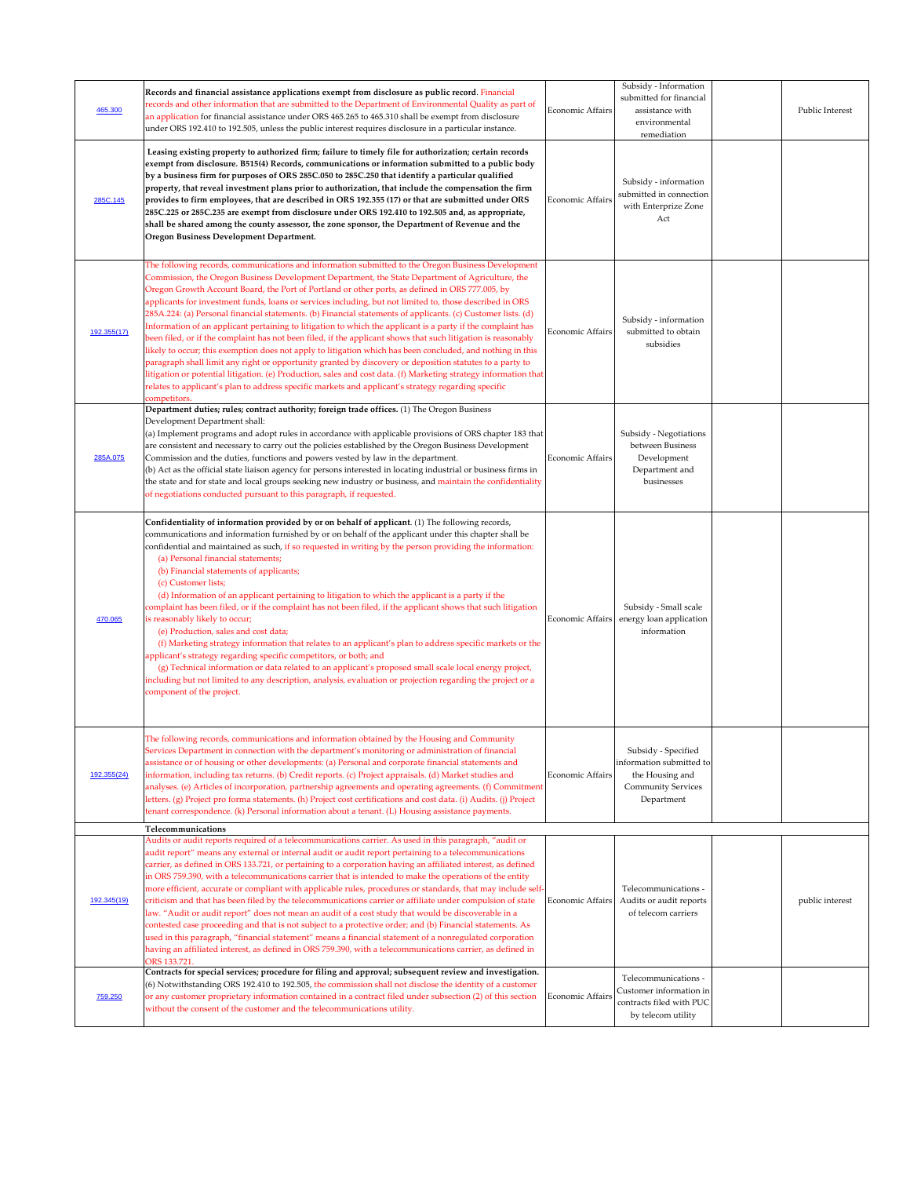| | | | | | |
|---|---|---|---|---|---|
| 465.300 | **Records and financial assistance applications exempt from disclosure as public record**. Financial records and other information that are submitted to the Department of Environmental Quality as part of an application for financial assistance under ORS 465.265 to 465.310 shall be exempt from disclosure under ORS 192.410 to 192.505, unless the public interest requires disclosure in a particular instance. | Economic Affairs | Subsidy - Information submitted for financial assistance with environmental remediation | | Public Interest |
| 285C.145 | **Leasing existing property to authorized firm; failure to timely file for authorization; certain records exempt from disclosure. B515(4) Records, communications or information submitted to a public body by a business firm for purposes of ORS 285C.050 to 285C.250 that identify a particular qualified property, that reveal investment plans prior to authorization, that include the compensation the firm provides to firm employees, that are described in ORS 192.355 (17) or that are submitted under ORS 285C.225 or 285C.235 are exempt from disclosure under ORS 192.410 to 192.505 and, as appropriate, shall be shared among the county assessor, the zone sponsor, the Department of Revenue and the Oregon Business Development Department.** | Economic Affairs | Subsidy - information submitted in connection with Enterprize Zone Act | | |
| 192.355(17) | The following records, communications and information submitted to the Oregon Business Development Commission, the Oregon Business Development Department, the State Department of Agriculture, the Oregon Growth Account Board, the Port of Portland or other ports, as defined in ORS 777.005, by applicants for investment funds, loans or services including, but not limited to, those described in ORS 285A.224: (a) Personal financial statements. (b) Financial statements of applicants. (c) Customer lists. (d) Information of an applicant pertaining to litigation to which the applicant is a party if the complaint has been filed, or if the complaint has not been filed, if the applicant shows that such litigation is reasonably likely to occur; this exemption does not apply to litigation which has been concluded, and nothing in this paragraph shall limit any right or opportunity granted by discovery or deposition statutes to a party to litigation or potential litigation. (e) Production, sales and cost data. (f) Marketing strategy information that relates to applicant's plan to address specific markets and applicant's strategy regarding specific competitors. | Economic Affairs | Subsidy - information submitted to obtain subsidies | | |
| 285A.075 | **Department duties; rules; contract authority; foreign trade offices.** (1) The Oregon Business Development Department shall:<br>(a) Implement programs and adopt rules in accordance with applicable provisions of ORS chapter 183 that are consistent and necessary to carry out the policies established by the Oregon Business Development Commission and the duties, functions and powers vested by law in the department.<br>(b) Act as the official state liaison agency for persons interested in locating industrial or business firms in the state and for state and local groups seeking new industry or business, and maintain the confidentiality of negotiations conducted pursuant to this paragraph, if requested. | Economic Affairs | Subsidy - Negotiations between Business Development Department and businesses | | |
| 470.065 | **Confidentiality of information provided by or on behalf of applicant**. (1) The following records, communications and information furnished by or on behalf of the applicant under this chapter shall be confidential and maintained as such, if so requested in writing by the person providing the information:<br>(a) Personal financial statements;<br>(b) Financial statements of applicants;<br>(c) Customer lists;<br>(d) Information of an applicant pertaining to litigation to which the applicant is a party if the complaint has been filed, or if the complaint has not been filed, if the applicant shows that such litigation is reasonably likely to occur;<br>(e) Production, sales and cost data;<br>(f) Marketing strategy information that relates to an applicant's plan to address specific markets or the applicant's strategy regarding specific competitors, or both; and<br>(g) Technical information or data related to an applicant's proposed small scale local energy project, including but not limited to any description, analysis, evaluation or projection regarding the project or a component of the project. | Economic Affairs | Subsidy - Small scale energy loan application information | | |
| 192.355(24) | The following records, communications and information obtained by the Housing and Community Services Department in connection with the department's monitoring or administration of financial assistance or of housing or other developments: (a) Personal and corporate financial statements and information, including tax returns. (b) Credit reports. (c) Project appraisals. (d) Market studies and analyses. (e) Articles of incorporation, partnership agreements and operating agreements. (f) Commitment letters. (g) Project pro forma statements. (h) Project cost certifications and cost data. (i) Audits. (j) Project tenant correspondence. (k) Personal information about a tenant. (L) Housing assistance payments. | Economic Affairs | Subsidy - Specified information submitted to the Housing and Community Services Department | | |
| | **Telecommunications** | | | | |
| 192.345(19) | Audits or audit reports required of a telecommunications carrier. As used in this paragraph, "audit or audit report" means any external or internal audit or audit report pertaining to a telecommunications carrier, as defined in ORS 133.721, or pertaining to a corporation having an affiliated interest, as defined in ORS 759.390, with a telecommunications carrier that is intended to make the operations of the entity more efficient, accurate or compliant with applicable rules, procedures or standards, that may include self-criticism and that has been filed by the telecommunications carrier or affiliate under compulsion of state law. "Audit or audit report" does not mean an audit of a cost study that would be discoverable in a contested case proceeding and that is not subject to a protective order; and (b) Financial statements. As used in this paragraph, "financial statement" means a financial statement of a nonregulated corporation having an affiliated interest, as defined in ORS 759.390, with a telecommunications carrier, as defined in ORS 133.721. | Economic Affairs | Telecommunications - Audits or audit reports of telecom carriers | | public interest |
| 759.250 | **Contracts for special services; procedure for filing and approval; subsequent review and investigation.** (6) Notwithstanding ORS 192.410 to 192.505, the commission shall not disclose the identity of a customer or any customer proprietary information contained in a contract filed under subsection (2) of this section without the consent of the customer and the telecommunications utility. | Economic Affairs | Telecommunications - Customer information in contracts filed with PUC by telecom utility | | |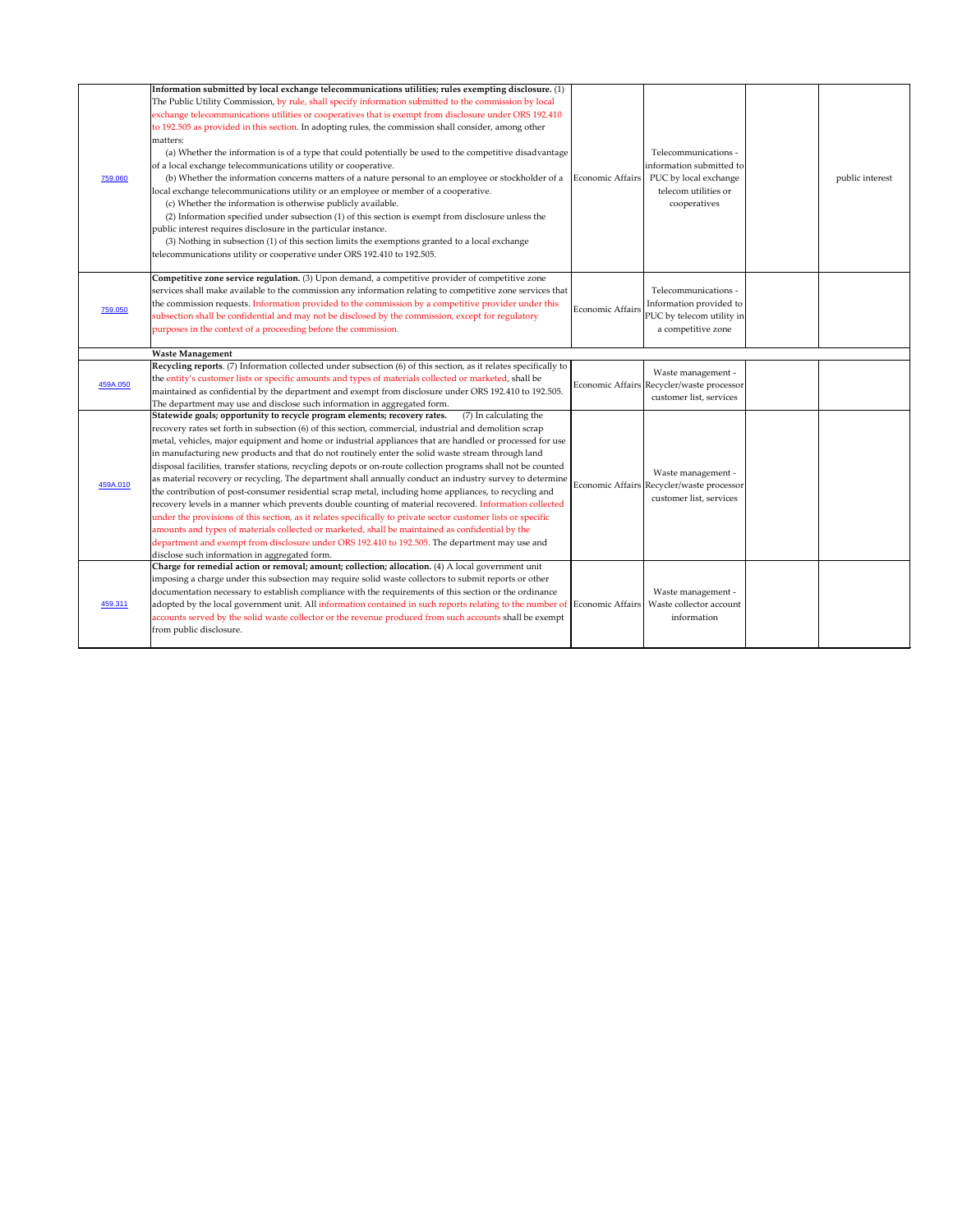| | | | | | |
|---|---|---|---|---|---|
| 759.060 | **Information submitted by local exchange telecommunications utilities; rules exempting disclosure.** (1) The Public Utility Commission, by rule, shall specify information submitted to the commission by local exchange telecommunications utilities or cooperatives that is exempt from disclosure under ORS 192.410 to 192.505 as provided in this section. In adopting rules, the commission shall consider, among other matters: (a) Whether the information is of a type that could potentially be used to the competitive disadvantage of a local exchange telecommunications utility or cooperative. (b) Whether the information concerns matters of a nature personal to an employee or stockholder of a local exchange telecommunications utility or an employee or member of a cooperative. (c) Whether the information is otherwise publicly available. (2) Information specified under subsection (1) of this section is exempt from disclosure unless the public interest requires disclosure in the particular instance. (3) Nothing in subsection (1) of this section limits the exemptions granted to a local exchange telecommunications utility or cooperative under ORS 192.410 to 192.505. | Economic Affairs | Telecommunications - information submitted to PUC by local exchange telecom utilities or cooperatives | | public interest |
| 759.050 | **Competitive zone service regulation.** (3) Upon demand, a competitive provider of competitive zone services shall make available to the commission any information relating to competitive zone services that the commission requests. Information provided to the commission by a competitive provider under this subsection shall be confidential and may not be disclosed by the commission, except for regulatory purposes in the context of a proceeding before the commission. | Economic Affairs | Telecommunications - Information provided to PUC by telecom utility in a competitive zone | | |
| | **Waste Management** | | | | |
| 459A.050 | **Recycling reports**. (7) Information collected under subsection (6) of this section, as it relates specifically to the entity's customer lists or specific amounts and types of materials collected or marketed, shall be maintained as confidential by the department and exempt from disclosure under ORS 192.410 to 192.505. The department may use and disclose such information in aggregated form. | Economic Affairs | Waste management - Recycler/waste processor customer list, services | | |
| 459A.010 | **Statewide goals; opportunity to recycle program elements; recovery rates.** (7) In calculating the recovery rates set forth in subsection (6) of this section, commercial, industrial and demolition scrap metal, vehicles, major equipment and home or industrial appliances that are handled or processed for use in manufacturing new products and that do not routinely enter the solid waste stream through land disposal facilities, transfer stations, recycling depots or on-route collection programs shall not be counted as material recovery or recycling. The department shall annually conduct an industry survey to determine the contribution of post-consumer residential scrap metal, including home appliances, to recycling and recovery levels in a manner which prevents double counting of material recovered. Information collected under the provisions of this section, as it relates specifically to private sector customer lists or specific amounts and types of materials collected or marketed, shall be maintained as confidential by the department and exempt from disclosure under ORS 192.410 to 192.505. The department may use and disclose such information in aggregated form. | Economic Affairs | Waste management - Recycler/waste processor customer list, services | | |
| 459.311 | **Charge for remedial action or removal; amount; collection; allocation.** (4) A local government unit imposing a charge under this subsection may require solid waste collectors to submit reports or other documentation necessary to establish compliance with the requirements of this section or the ordinance adopted by the local government unit. All information contained in such reports relating to the number of accounts served by the solid waste collector or the revenue produced from such accounts shall be exempt from public disclosure. | Economic Affairs | Waste management - Waste collector account information | | |